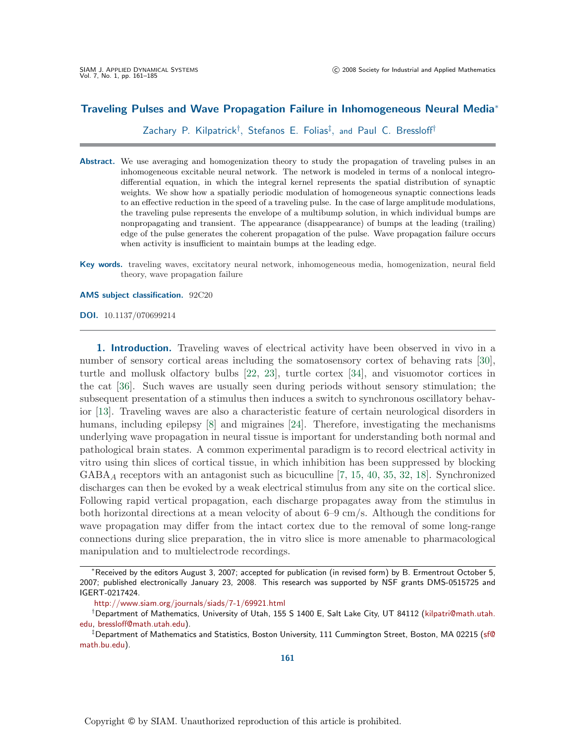# Traveling Pulses and Wave Propagation Failure in Inhomogeneous Neural Media*

Zachary P. Kilpatrick[†], Stefanos E. Folias[‡], and Paul C. Bressloff[†]

**Abstract.** We use averaging and homogenization theory to study the propagation of traveling pulses in an inhomogeneous excitable neural network. The network is modeled in terms of a nonlocal integro-differential equation, in which the integral kernel represents the spatial distribution of synaptic weights. We show how a spatially periodic modulation of homogeneous synaptic connections leads to an effective reduction in the speed of a traveling pulse. In the case of large amplitude modulations, the traveling pulse represents the envelope of a multibump solution, in which individual bumps are nonpropagating and transient. The appearance (disappearance) of bumps at the leading (trailing) edge of the pulse generates the coherent propagation of the pulse. Wave propagation failure occurs when activity is insufficient to maintain bumps at the leading edge.

**Key words.** traveling waves, excitatory neural network, inhomogeneous media, homogenization, neural field theory, wave propagation failure

**AMS subject classification.** 92C20

**DOI.** 10.1137/070699214

## 1. Introduction.

Traveling waves of electrical activity have been observed in vivo in a number of sensory cortical areas including the somatosensory cortex of behaving rats [30], turtle and mollusk olfactory bulbs [22, 23], turtle cortex [34], and visuomotor cortices in the cat [36]. Such waves are usually seen during periods without sensory stimulation; the subsequent presentation of a stimulus then induces a switch to synchronous oscillatory behavior [13]. Traveling waves are also a characteristic feature of certain neurological disorders in humans, including epilepsy [8] and migraines [24]. Therefore, investigating the mechanisms underlying wave propagation in neural tissue is important for understanding both normal and pathological brain states. A common experimental paradigm is to record electrical activity in vitro using thin slices of cortical tissue, in which inhibition has been suppressed by blocking $GABA_A$ receptors with an antagonist such as bicuculline [7, 15, 40, 35, 32, 18]. Synchronized discharges can then be evoked by a weak electrical stimulus from any site on the cortical slice. Following rapid vertical propagation, each discharge propagates away from the stimulus in both horizontal directions at a mean velocity of about 6–9 cm/s. Although the conditions for wave propagation may differ from the intact cortex due to the removal of some long-range connections during slice preparation, the in vitro slice is more amenable to pharmacological manipulation and to multielectrode recordings.

---

*Received by the editors August 3, 2007; accepted for publication (in revised form) by B. Ermentrout October 5, 2007; published electronically January 23, 2008. This research was supported by NSF grants DMS-0515725 and IGERT-0217424.

http://www.siam.org/journals/siads/7-1/69921.html

[†]Department of Mathematics, University of Utah, 155 S 1400 E, Salt Lake City, UT 84112 (kilpatri@math.utah.edu, bressloff@math.utah.edu).

[‡]Department of Mathematics and Statistics, Boston University, 111 Cummington Street, Boston, MA 02215 (sf@math.bu.edu).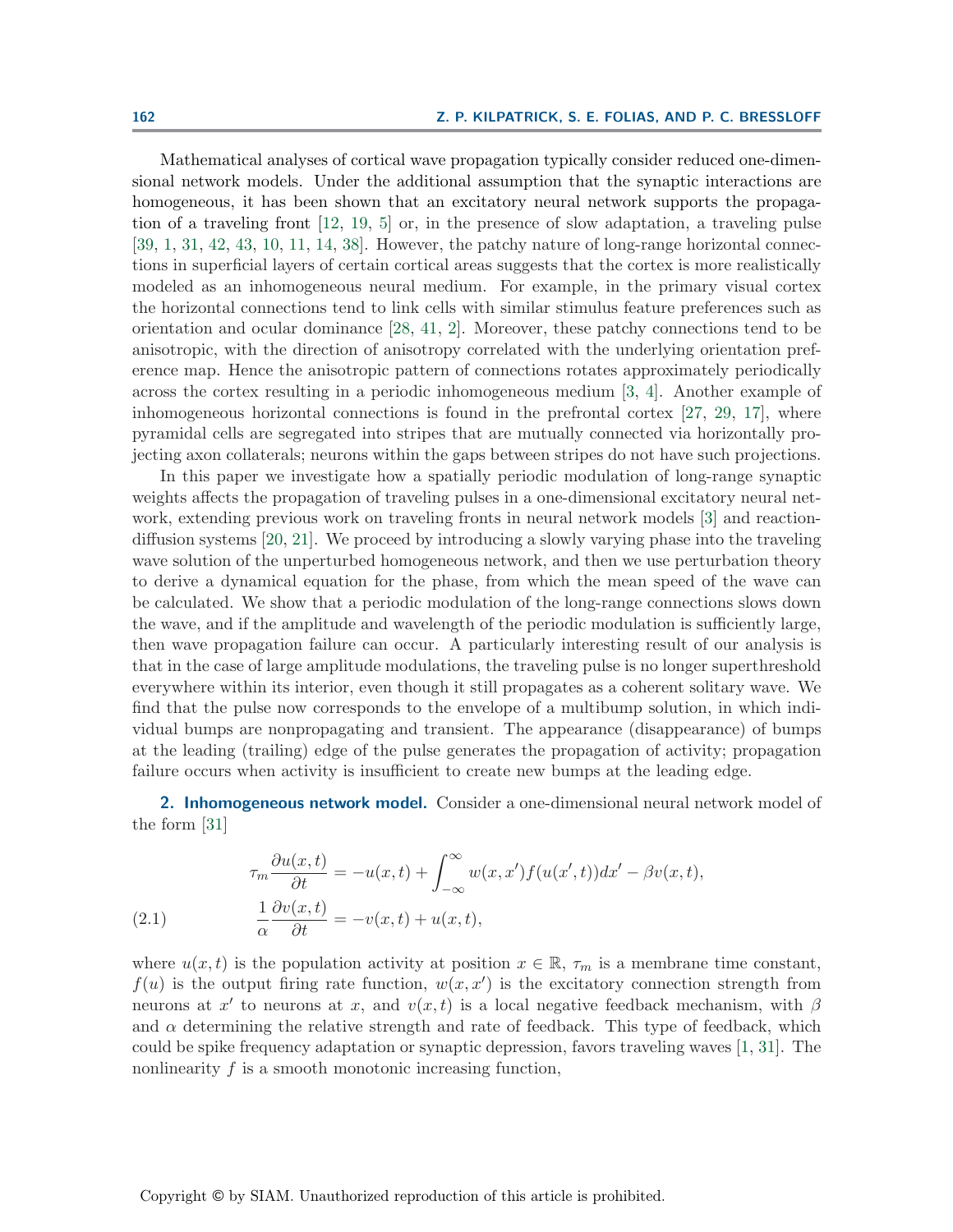Mathematical analyses of cortical wave propagation typically consider reduced one-dimensional network models. Under the additional assumption that the synaptic interactions are homogeneous, it has been shown that an excitatory neural network supports the propagation of a traveling front [12, 19, 5] or, in the presence of slow adaptation, a traveling pulse [39, 1, 31, 42, 43, 10, 11, 14, 38]. However, the patchy nature of long-range horizontal connections in superficial layers of certain cortical areas suggests that the cortex is more realistically modeled as an inhomogeneous neural medium. For example, in the primary visual cortex the horizontal connections tend to link cells with similar stimulus feature preferences such as orientation and ocular dominance [28, 41, 2]. Moreover, these patchy connections tend to be anisotropic, with the direction of anisotropy correlated with the underlying orientation preference map. Hence the anisotropic pattern of connections rotates approximately periodically across the cortex resulting in a periodic inhomogeneous medium [3, 4]. Another example of inhomogeneous horizontal connections is found in the prefrontal cortex [27, 29, 17], where pyramidal cells are segregated into stripes that are mutually connected via horizontally projecting axon collaterals; neurons within the gaps between stripes do not have such projections.

In this paper we investigate how a spatially periodic modulation of long-range synaptic weights affects the propagation of traveling pulses in a one-dimensional excitatory neural network, extending previous work on traveling fronts in neural network models [3] and reaction-diffusion systems [20, 21]. We proceed by introducing a slowly varying phase into the traveling wave solution of the unperturbed homogeneous network, and then we use perturbation theory to derive a dynamical equation for the phase, from which the mean speed of the wave can be calculated. We show that a periodic modulation of the long-range connections slows down the wave, and if the amplitude and wavelength of the periodic modulation is sufficiently large, then wave propagation failure can occur. A particularly interesting result of our analysis is that in the case of large amplitude modulations, the traveling pulse is no longer superthreshold everywhere within its interior, even though it still propagates as a coherent solitary wave. We find that the pulse now corresponds to the envelope of a multibump solution, in which individual bumps are nonpropagating and transient. The appearance (disappearance) of bumps at the leading (trailing) edge of the pulse generates the propagation of activity; propagation failure occurs when activity is insufficient to create new bumps at the leading edge.

## 2. Inhomogeneous network model.

Consider a one-dimensional neural network model of the form [31]

$$\begin{aligned} \tau_m \frac{\partial u(x,t)}{\partial t} &= -u(x,t) + \int_{-\infty}^{\infty} w(x,x') f(u(x',t)) dx' - \beta v(x,t), \\ \frac{1}{\alpha} \frac{\partial v(x,t)}{\partial t} &= -v(x,t) + u(x,t), \end{aligned} \tag{2.1}$$

where $u(x,t)$ is the population activity at position $x \in \mathbb{R}$, $\tau_m$ is a membrane time constant, $f(u)$ is the output firing rate function, $w(x,x')$ is the excitatory connection strength from neurons at $x'$ to neurons at $x$, and $v(x,t)$ is a local negative feedback mechanism, with $\beta$ and $\alpha$ determining the relative strength and rate of feedback. This type of feedback, which could be spike frequency adaptation or synaptic depression, favors traveling waves [1, 31]. The nonlinearity $f$ is a smooth monotonic increasing function,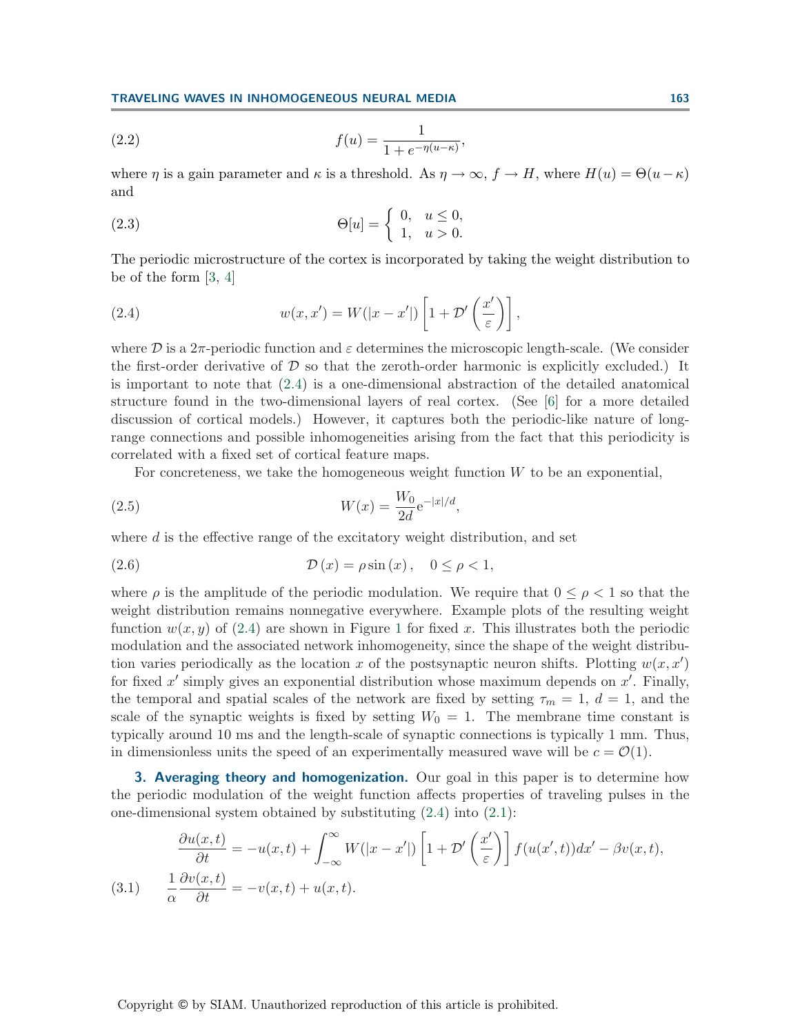$$f(u) = \frac{1}{1+e^{-\eta(u-\kappa)}}, \tag{2.2}$$

where $\eta$ is a gain parameter and $\kappa$ is a threshold. As $\eta \to \infty$, $f \to H$, where $H(u) = \Theta(u - \kappa)$ and

$$\Theta[u] = \begin{cases} 0, & u \leq 0, \\ 1, & u > 0. \end{cases} \tag{2.3}$$

The periodic microstructure of the cortex is incorporated by taking the weight distribution to be of the form [3, 4]

$$w(x, x') = W(|x - x'|)\left[1 + \mathcal{D}'\left(\frac{x'}{\varepsilon}\right)\right], \tag{2.4}$$

where $\mathcal{D}$ is a $2\pi$-periodic function and $\varepsilon$ determines the microscopic length-scale. (We consider the first-order derivative of $\mathcal{D}$ so that the zeroth-order harmonic is explicitly excluded.) It is important to note that (2.4) is a one-dimensional abstraction of the detailed anatomical structure found in the two-dimensional layers of real cortex. (See [6] for a more detailed discussion of cortical models.) However, it captures both the periodic-like nature of long-range connections and possible inhomogeneities arising from the fact that this periodicity is correlated with a fixed set of cortical feature maps.

For concreteness, we take the homogeneous weight function $W$ to be an exponential,

$$W(x) = \frac{W_0}{2d}\mathrm{e}^{-|x|/d}, \tag{2.5}$$

where $d$ is the effective range of the excitatory weight distribution, and set

$$\mathcal{D}(x) = \rho \sin(x), \quad 0 \leq \rho < 1, \tag{2.6}$$

where $\rho$ is the amplitude of the periodic modulation. We require that $0 \leq \rho < 1$ so that the weight distribution remains nonnegative everywhere. Example plots of the resulting weight function $w(x, y)$ of (2.4) are shown in Figure 1 for fixed $x$. This illustrates both the periodic modulation and the associated network inhomogeneity, since the shape of the weight distribution varies periodically as the location $x$ of the postsynaptic neuron shifts. Plotting $w(x, x')$ for fixed $x'$ simply gives an exponential distribution whose maximum depends on $x'$. Finally, the temporal and spatial scales of the network are fixed by setting $\tau_m = 1$, $d = 1$, and the scale of the synaptic weights is fixed by setting $W_0 = 1$. The membrane time constant is typically around 10 ms and the length-scale of synaptic connections is typically 1 mm. Thus, in dimensionless units the speed of an experimentally measured wave will be $c = \mathcal{O}(1)$.

## 3. Averaging theory and homogenization.

Our goal in this paper is to determine how the periodic modulation of the weight function affects properties of traveling pulses in the one-dimensional system obtained by substituting (2.4) into (2.1):

$$\begin{aligned} \frac{\partial u(x,t)}{\partial t} &= -u(x,t) + \int_{-\infty}^{\infty} W(|x - x'|)\left[1 + \mathcal{D}'\left(\frac{x'}{\varepsilon}\right)\right] f(u(x',t))dx' - \beta v(x,t), \\ \frac{1}{\alpha}\frac{\partial v(x,t)}{\partial t} &= -v(x,t) + u(x,t). \end{aligned} \tag{3.1}$$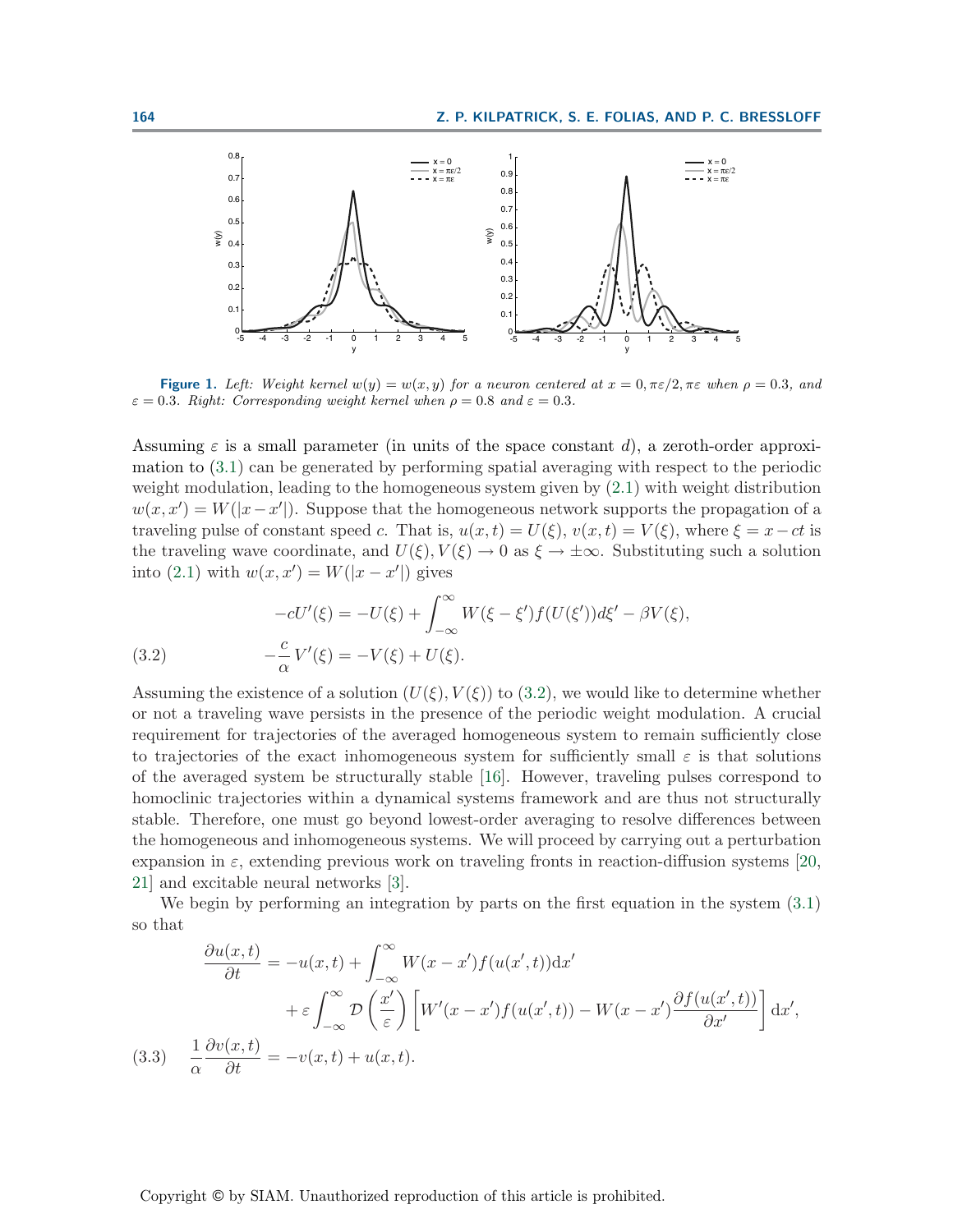x = 0
x = πε/2
x = πε

w(y)

y

Figure 1. *Left: Weight kernel $w(y) = w(x, y)$ for a neuron centered at $x = 0, \pi\varepsilon/2, \pi\varepsilon$ when $\rho = 0.3$, and $\varepsilon = 0.3$. Right: Corresponding weight kernel when $\rho = 0.8$ and $\varepsilon = 0.3$.*

Assuming $\varepsilon$ is a small parameter (in units of the space constant $d$), a zeroth-order approximation to (3.1) can be generated by performing spatial averaging with respect to the periodic weight modulation, leading to the homogeneous system given by (2.1) with weight distribution $w(x, x') = W(|x - x'|)$. Suppose that the homogeneous network supports the propagation of a traveling pulse of constant speed $c$. That is, $u(x, t) = U(\xi)$, $v(x, t) = V(\xi)$, where $\xi = x - ct$ is the traveling wave coordinate, and $U(\xi), V(\xi) \to 0$ as $\xi \to \pm\infty$. Substituting such a solution into (2.1) with $w(x, x') = W(|x - x'|)$ gives

$$
\begin{aligned}
-cU'(\xi) &= -U(\xi) + \int_{-\infty}^{\infty} W(\xi - \xi') f(U(\xi')) d\xi' - \beta V(\xi), \\
-\frac{c}{\alpha} V'(\xi) &= -V(\xi) + U(\xi).
\end{aligned}
\tag{3.2}
$$

Assuming the existence of a solution $(U(\xi), V(\xi))$ to (3.2), we would like to determine whether or not a traveling wave persists in the presence of the periodic weight modulation. A crucial requirement for trajectories of the averaged homogeneous system to remain sufficiently close to trajectories of the exact inhomogeneous system for sufficiently small $\varepsilon$ is that solutions of the averaged system be structurally stable [16]. However, traveling pulses correspond to homoclinic trajectories within a dynamical systems framework and are thus not structurally stable. Therefore, one must go beyond lowest-order averaging to resolve differences between the homogeneous and inhomogeneous systems. We will proceed by carrying out a perturbation expansion in $\varepsilon$, extending previous work on traveling fronts in reaction-diffusion systems [20, 21] and excitable neural networks [3].

We begin by performing an integration by parts on the first equation in the system (3.1) so that

$$
\begin{aligned}
\frac{\partial u(x,t)}{\partial t} &= -u(x,t) + \int_{-\infty}^{\infty} W(x - x') f(u(x',t)) \mathrm{d}x' \\
&\quad + \varepsilon \int_{-\infty}^{\infty} \mathcal{D}\left(\frac{x'}{\varepsilon}\right) \left[ W'(x - x') f(u(x',t)) - W(x - x') \frac{\partial f(u(x',t))}{\partial x'} \right] \mathrm{d}x', \\
\frac{1}{\alpha} \frac{\partial v(x,t)}{\partial t} &= -v(x,t) + u(x,t).
\end{aligned}
\tag{3.3}
$$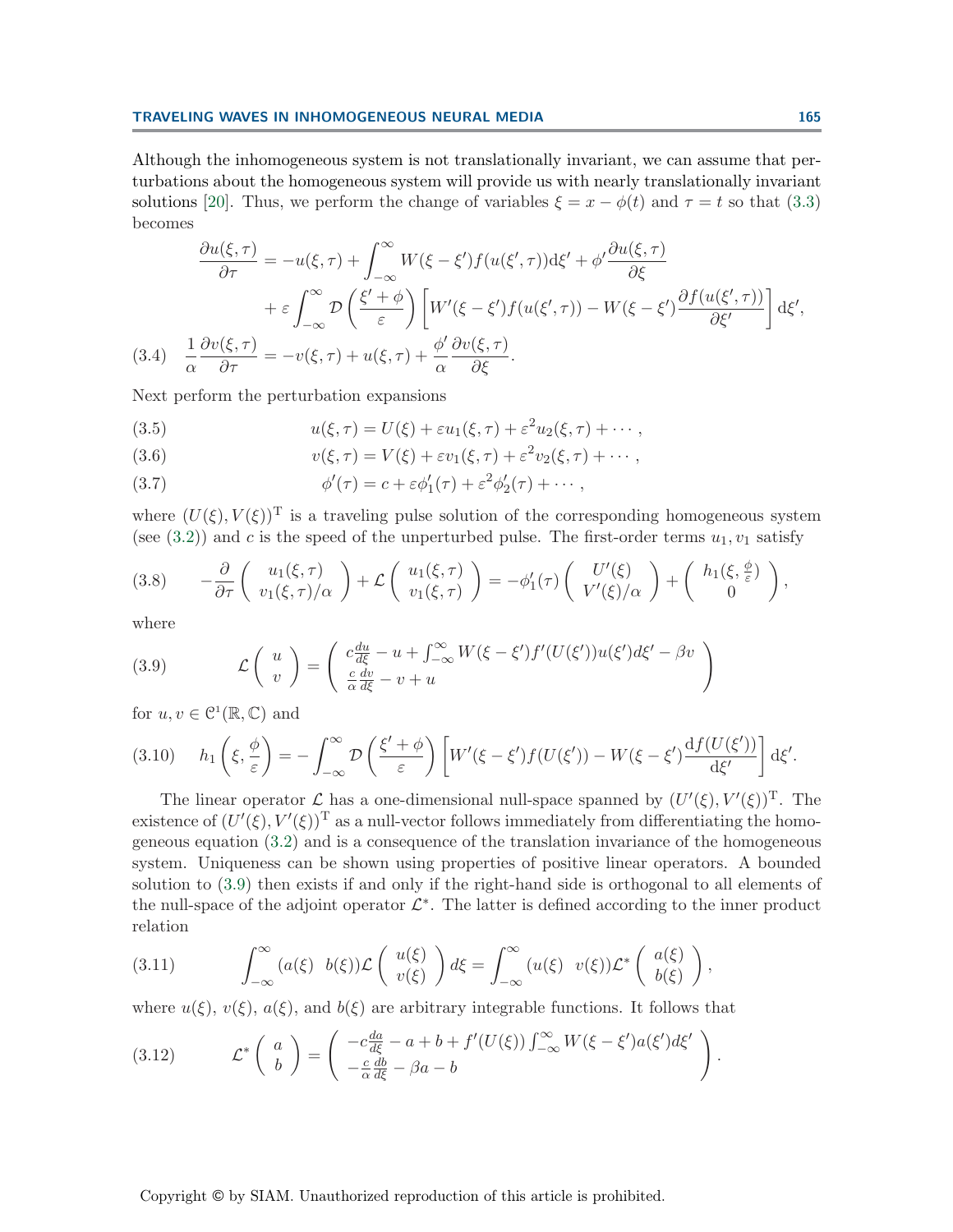Although the inhomogeneous system is not translationally invariant, we can assume that perturbations about the homogeneous system will provide us with nearly translationally invariant solutions [20]. Thus, we perform the change of variables $\xi = x - \phi(t)$ and $\tau = t$ so that (3.3) becomes

$$
\begin{aligned}
\frac{\partial u(\xi,\tau)}{\partial \tau} &= -u(\xi,\tau) + \int_{-\infty}^{\infty} W(\xi-\xi') f(u(\xi',\tau)) \mathrm{d}\xi' + \phi' \frac{\partial u(\xi,\tau)}{\partial \xi} \\
&\quad + \varepsilon \int_{-\infty}^{\infty} \mathcal{D}\left(\frac{\xi'+\phi}{\varepsilon}\right) \left[ W'(\xi-\xi') f(u(\xi',\tau)) - W(\xi-\xi') \frac{\partial f(u(\xi',\tau))}{\partial \xi'} \right] \mathrm{d}\xi', \\
\frac{1}{\alpha}\frac{\partial v(\xi,\tau)}{\partial \tau} &= -v(\xi,\tau) + u(\xi,\tau) + \frac{\phi'}{\alpha}\frac{\partial v(\xi,\tau)}{\partial \xi}. \qquad (3.4)
\end{aligned}
$$

Next perform the perturbation expansions

$$
u(\xi,\tau) = U(\xi) + \varepsilon u_1(\xi,\tau) + \varepsilon^2 u_2(\xi,\tau) + \cdots, \tag{3.5}
$$

$$
v(\xi,\tau) = V(\xi) + \varepsilon v_1(\xi,\tau) + \varepsilon^2 v_2(\xi,\tau) + \cdots, \tag{3.6}
$$

$$
\phi'(\tau) = c + \varepsilon \phi_1'(\tau) + \varepsilon^2 \phi_2'(\tau) + \cdots, \tag{3.7}
$$

where $(U(\xi), V(\xi))^{\mathrm{T}}$ is a traveling pulse solution of the corresponding homogeneous system (see (3.2)) and $c$ is the speed of the unperturbed pulse. The first-order terms $u_1, v_1$ satisfy

$$
-\frac{\partial}{\partial \tau}\begin{pmatrix} u_1(\xi,\tau) \\ v_1(\xi,\tau)/\alpha \end{pmatrix} + \mathcal{L}\begin{pmatrix} u_1(\xi,\tau) \\ v_1(\xi,\tau) \end{pmatrix} = -\phi_1'(\tau)\begin{pmatrix} U'(\xi) \\ V'(\xi)/\alpha \end{pmatrix} + \begin{pmatrix} h_1(\xi,\frac{\phi}{\varepsilon}) \\ 0 \end{pmatrix}, \tag{3.8}
$$

where

$$
\mathcal{L}\begin{pmatrix} u \\ v \end{pmatrix} = \begin{pmatrix} c\frac{du}{d\xi} - u + \int_{-\infty}^{\infty} W(\xi-\xi') f'(U(\xi')) u(\xi') d\xi' - \beta v \\ \frac{c}{\alpha}\frac{dv}{d\xi} - v + u \end{pmatrix} \tag{3.9}
$$

for $u, v \in \mathcal{C}^1(\mathbb{R}, \mathbb{C})$ and

$$
h_1\left(\xi, \frac{\phi}{\varepsilon}\right) = -\int_{-\infty}^{\infty} \mathcal{D}\left(\frac{\xi'+\phi}{\varepsilon}\right)\left[W'(\xi-\xi') f(U(\xi')) - W(\xi-\xi')\frac{\mathrm{d}f(U(\xi'))}{\mathrm{d}\xi'}\right]\mathrm{d}\xi'. \tag{3.10}
$$

The linear operator $\mathcal{L}$ has a one-dimensional null-space spanned by $(U'(\xi), V'(\xi))^{\mathrm{T}}$. The existence of $(U'(\xi), V'(\xi))^{\mathrm{T}}$ as a null-vector follows immediately from differentiating the homogeneous equation (3.2) and is a consequence of the translation invariance of the homogeneous system. Uniqueness can be shown using properties of positive linear operators. A bounded solution to (3.9) then exists if and only if the right-hand side is orthogonal to all elements of the null-space of the adjoint operator $\mathcal{L}^*$. The latter is defined according to the inner product relation

$$
\int_{-\infty}^{\infty} (a(\xi) \;\; b(\xi)) \mathcal{L}\begin{pmatrix} u(\xi) \\ v(\xi) \end{pmatrix} d\xi = \int_{-\infty}^{\infty} (u(\xi) \;\; v(\xi)) \mathcal{L}^*\begin{pmatrix} a(\xi) \\ b(\xi) \end{pmatrix}, \tag{3.11}
$$

where $u(\xi)$, $v(\xi)$, $a(\xi)$, and $b(\xi)$ are arbitrary integrable functions. It follows that

$$
\mathcal{L}^*\begin{pmatrix} a \\ b \end{pmatrix} = \begin{pmatrix} -c\frac{da}{d\xi} - a + b + f'(U(\xi))\int_{-\infty}^{\infty} W(\xi-\xi') a(\xi') d\xi' \\ -\frac{c}{\alpha}\frac{db}{d\xi} - \beta a - b \end{pmatrix}. \tag{3.12}
$$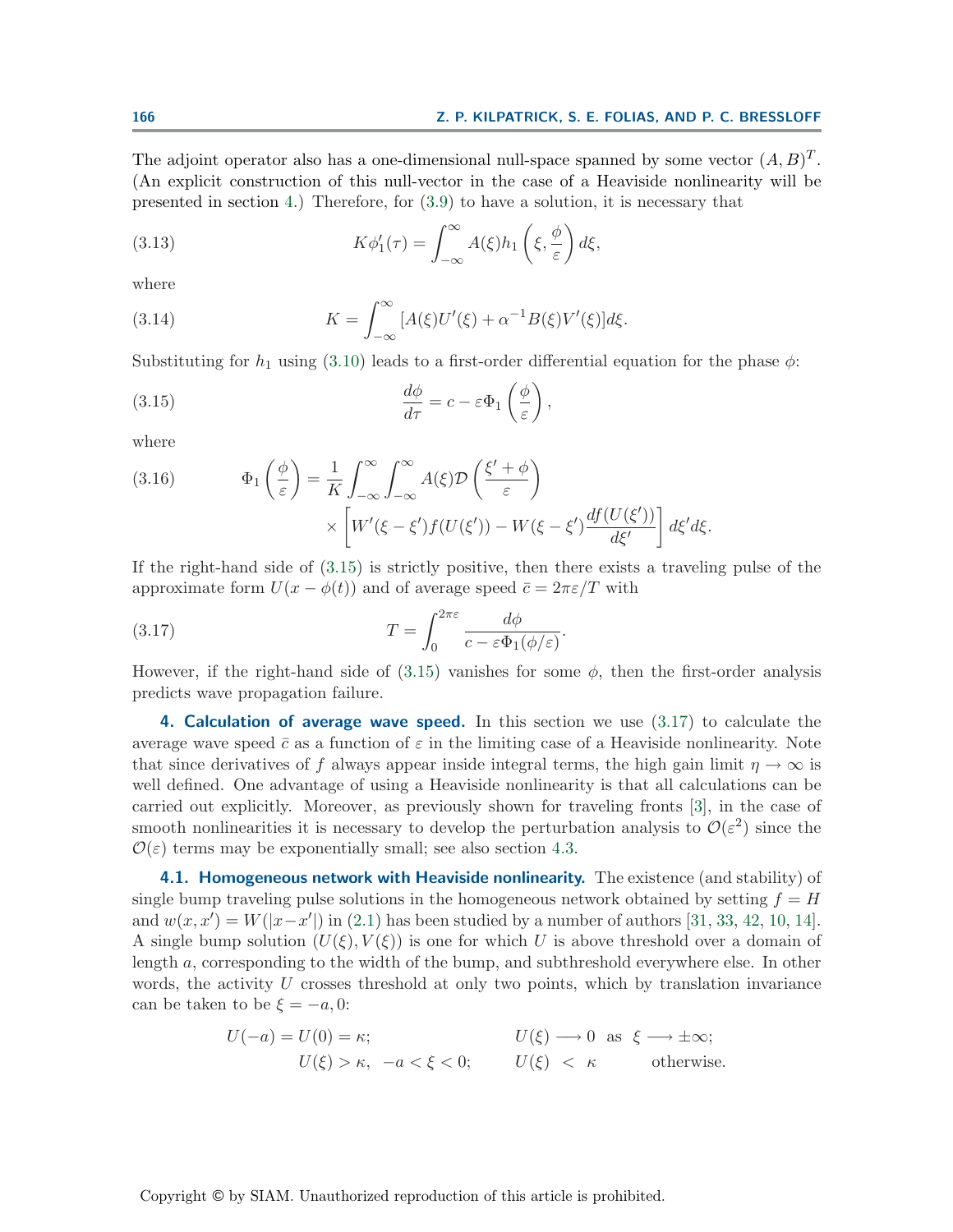The adjoint operator also has a one-dimensional null-space spanned by some vector $(A, B)^T$. (An explicit construction of this null-vector in the case of a Heaviside nonlinearity will be presented in section 4.) Therefore, for (3.9) to have a solution, it is necessary that

$$K\phi_1'(\tau) = \int_{-\infty}^{\infty} A(\xi) h_1\left(\xi, \frac{\phi}{\varepsilon}\right) d\xi, \tag{3.13}$$

where

$$K = \int_{-\infty}^{\infty} [A(\xi)U'(\xi) + \alpha^{-1}B(\xi)V'(\xi)] d\xi. \tag{3.14}$$

Substituting for $h_1$ using (3.10) leads to a first-order differential equation for the phase $\phi$:

$$\frac{d\phi}{d\tau} = c - \varepsilon \Phi_1\left(\frac{\phi}{\varepsilon}\right), \tag{3.15}$$

where

$$\Phi_1\left(\frac{\phi}{\varepsilon}\right) = \frac{1}{K}\int_{-\infty}^{\infty}\int_{-\infty}^{\infty} A(\xi)\mathcal{D}\left(\frac{\xi'+\phi}{\varepsilon}\right) \times \left[W'(\xi-\xi')f(U(\xi')) - W(\xi-\xi')\frac{df(U(\xi'))}{d\xi'}\right] d\xi' d\xi. \tag{3.16}$$

If the right-hand side of (3.15) is strictly positive, then there exists a traveling pulse of the approximate form $U(x-\phi(t))$ and of average speed $\bar{c} = 2\pi\varepsilon/T$ with

$$T = \int_0^{2\pi\varepsilon} \frac{d\phi}{c - \varepsilon\Phi_1(\phi/\varepsilon)}. \tag{3.17}$$

However, if the right-hand side of (3.15) vanishes for some $\phi$, then the first-order analysis predicts wave propagation failure.

## 4. Calculation of average wave speed.

In this section we use (3.17) to calculate the average wave speed $\bar{c}$ as a function of $\varepsilon$ in the limiting case of a Heaviside nonlinearity. Note that since derivatives of $f$ always appear inside integral terms, the high gain limit $\eta \to \infty$ is well defined. One advantage of using a Heaviside nonlinearity is that all calculations can be carried out explicitly. Moreover, as previously shown for traveling fronts [3], in the case of smooth nonlinearities it is necessary to develop the perturbation analysis to $\mathcal{O}(\varepsilon^2)$ since the $\mathcal{O}(\varepsilon)$ terms may be exponentially small; see also section 4.3.

### 4.1. Homogeneous network with Heaviside nonlinearity.

The existence (and stability) of single bump traveling pulse solutions in the homogeneous network obtained by setting $f = H$ and $w(x, x') = W(|x - x'|)$ in (2.1) has been studied by a number of authors [31, 33, 42, 10, 14]. A single bump solution $(U(\xi), V(\xi))$ is one for which $U$ is above threshold over a domain of length $a$, corresponding to the width of the bump, and subthreshold everywhere else. In other words, the activity $U$ crosses threshold at only two points, which by translation invariance can be taken to be $\xi = -a, 0$:

$$U(-a) = U(0) = \kappa; \qquad U(\xi) \longrightarrow 0 \ \text{ as } \ \xi \longrightarrow \pm\infty;$$
$$U(\xi) > \kappa, \ -a < \xi < 0; \qquad U(\xi) < \kappa \qquad \text{otherwise.}$$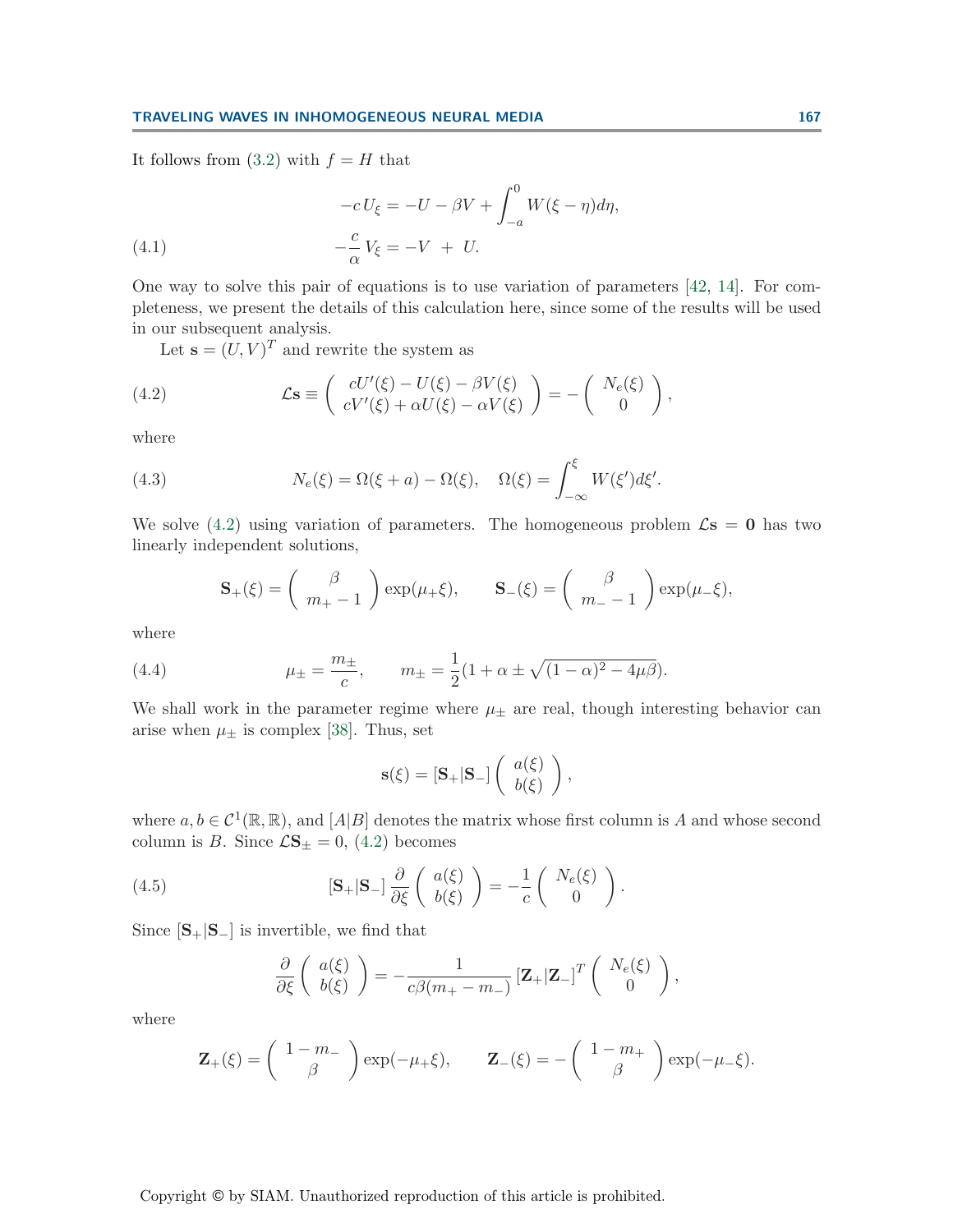It follows from (3.2) with $f = H$ that

$$
\begin{aligned}
-c\,U_\xi &= -U - \beta V + \int_{-a}^{0} W(\xi - \eta)d\eta, \\
-\frac{c}{\alpha}\,V_\xi &= -V \;+\; U.
\end{aligned}
\tag{4.1}
$$

One way to solve this pair of equations is to use variation of parameters [42, 14]. For completeness, we present the details of this calculation here, since some of the results will be used in our subsequent analysis.

Let $\mathbf{s} = (U, V)^T$ and rewrite the system as

$$
\mathcal{L}\mathbf{s} \equiv \begin{pmatrix} cU'(\xi) - U(\xi) - \beta V(\xi) \\ cV'(\xi) + \alpha U(\xi) - \alpha V(\xi) \end{pmatrix} = -\begin{pmatrix} N_e(\xi) \\ 0 \end{pmatrix},
\tag{4.2}
$$

where

$$
N_e(\xi) = \Omega(\xi + a) - \Omega(\xi), \quad \Omega(\xi) = \int_{-\infty}^{\xi} W(\xi')d\xi'.
\tag{4.3}
$$

We solve (4.2) using variation of parameters. The homogeneous problem $\mathcal{L}\mathbf{s} = \mathbf{0}$ has two linearly independent solutions,

$$
\mathbf{S}_+(\xi) = \begin{pmatrix} \beta \\ m_+ - 1 \end{pmatrix} \exp(\mu_+ \xi), \qquad \mathbf{S}_-(\xi) = \begin{pmatrix} \beta \\ m_- - 1 \end{pmatrix} \exp(\mu_- \xi),
$$

where

$$
\mu_\pm = \frac{m_\pm}{c}, \qquad m_\pm = \frac{1}{2}(1 + \alpha \pm \sqrt{(1-\alpha)^2 - 4\mu\beta}).
\tag{4.4}
$$

We shall work in the parameter regime where $\mu_\pm$ are real, though interesting behavior can arise when $\mu_\pm$ is complex [38]. Thus, set

$$
\mathbf{s}(\xi) = [\mathbf{S}_+|\mathbf{S}_-] \begin{pmatrix} a(\xi) \\ b(\xi) \end{pmatrix},
$$

where $a, b \in \mathcal{C}^1(\mathbb{R}, \mathbb{R})$, and $[A|B]$ denotes the matrix whose first column is $A$ and whose second column is $B$. Since $\mathcal{L}\mathbf{S}_\pm = 0$, (4.2) becomes

$$
[\mathbf{S}_+|\mathbf{S}_-] \frac{\partial}{\partial \xi} \begin{pmatrix} a(\xi) \\ b(\xi) \end{pmatrix} = -\frac{1}{c} \begin{pmatrix} N_e(\xi) \\ 0 \end{pmatrix}.
\tag{4.5}
$$

Since $[\mathbf{S}_+|\mathbf{S}_-]$ is invertible, we find that

$$
\frac{\partial}{\partial \xi} \begin{pmatrix} a(\xi) \\ b(\xi) \end{pmatrix} = -\frac{1}{c\beta(m_+ - m_-)} [\mathbf{Z}_+|\mathbf{Z}_-]^T \begin{pmatrix} N_e(\xi) \\ 0 \end{pmatrix},
$$

where

$$
\mathbf{Z}_+(\xi) = \begin{pmatrix} 1 - m_- \\ \beta \end{pmatrix} \exp(-\mu_+ \xi), \qquad \mathbf{Z}_-(\xi) = -\begin{pmatrix} 1 - m_+ \\ \beta \end{pmatrix} \exp(-\mu_- \xi).
$$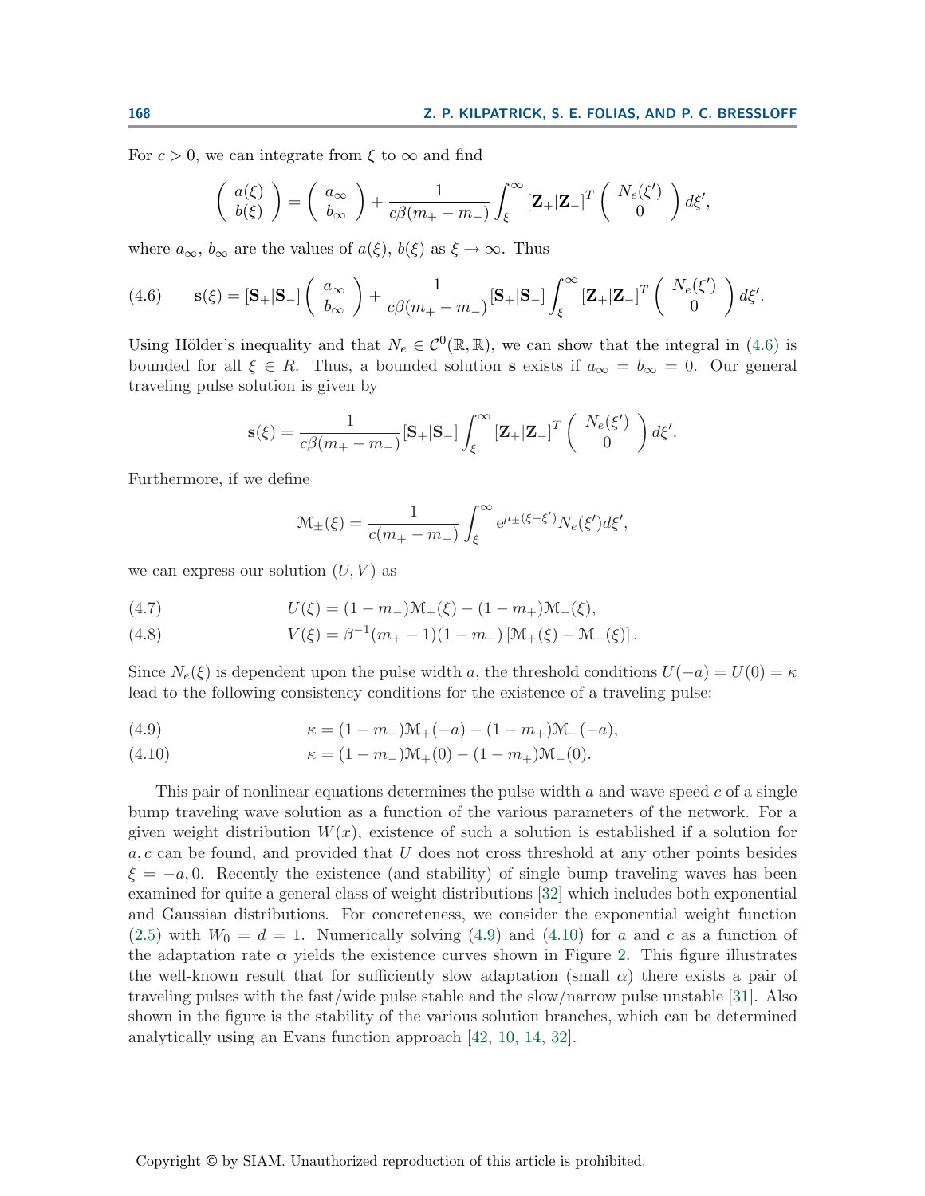For $c > 0$, we can integrate from $\xi$ to $\infty$ and find

$$\begin{pmatrix} a(\xi) \\ b(\xi) \end{pmatrix} = \begin{pmatrix} a_\infty \\ b_\infty \end{pmatrix} + \frac{1}{c\beta(m_+ - m_-)} \int_\xi^\infty [\mathbf{Z}_+|\mathbf{Z}_-]^T \begin{pmatrix} N_e(\xi') \\ 0 \end{pmatrix} d\xi',$$

where $a_\infty$, $b_\infty$ are the values of $a(\xi)$, $b(\xi)$ as $\xi \to \infty$. Thus

$$\mathbf{s}(\xi) = [\mathbf{S}_+|\mathbf{S}_-] \begin{pmatrix} a_\infty \\ b_\infty \end{pmatrix} + \frac{1}{c\beta(m_+ - m_-)} [\mathbf{S}_+|\mathbf{S}_-] \int_\xi^\infty [\mathbf{Z}_+|\mathbf{Z}_-]^T \begin{pmatrix} N_e(\xi') \\ 0 \end{pmatrix} d\xi'. \tag{4.6}$$

Using Hölder's inequality and that $N_e \in \mathcal{C}^0(\mathbb{R}, \mathbb{R})$, we can show that the integral in (4.6) is bounded for all $\xi \in R$. Thus, a bounded solution $\mathbf{s}$ exists if $a_\infty = b_\infty = 0$. Our general traveling pulse solution is given by

$$\mathbf{s}(\xi) = \frac{1}{c\beta(m_+ - m_-)} [\mathbf{S}_+|\mathbf{S}_-] \int_\xi^\infty [\mathbf{Z}_+|\mathbf{Z}_-]^T \begin{pmatrix} N_e(\xi') \\ 0 \end{pmatrix} d\xi'.$$

Furthermore, if we define

$$\mathcal{M}_\pm(\xi) = \frac{1}{c(m_+ - m_-)} \int_\xi^\infty \mathrm{e}^{\mu_\pm(\xi - \xi')} N_e(\xi') d\xi',$$

we can express our solution $(U, V)$ as

$$U(\xi) = (1 - m_-)\mathcal{M}_+(\xi) - (1 - m_+)\mathcal{M}_-(\xi), \tag{4.7}$$

$$V(\xi) = \beta^{-1}(m_+ - 1)(1 - m_-) \left[\mathcal{M}_+(\xi) - \mathcal{M}_-(\xi)\right]. \tag{4.8}$$

Since $N_e(\xi)$ is dependent upon the pulse width $a$, the threshold conditions $U(-a) = U(0) = \kappa$ lead to the following consistency conditions for the existence of a traveling pulse:

$$\kappa = (1 - m_-)\mathcal{M}_+(-a) - (1 - m_+)\mathcal{M}_-(-a), \tag{4.9}$$

$$\kappa = (1 - m_-)\mathcal{M}_+(0) - (1 - m_+)\mathcal{M}_-(0). \tag{4.10}$$

This pair of nonlinear equations determines the pulse width $a$ and wave speed $c$ of a single bump traveling wave solution as a function of the various parameters of the network. For a given weight distribution $W(x)$, existence of such a solution is established if a solution for $a, c$ can be found, and provided that $U$ does not cross threshold at any other points besides $\xi = -a, 0$. Recently the existence (and stability) of single bump traveling waves has been examined for quite a general class of weight distributions [32] which includes both exponential and Gaussian distributions. For concreteness, we consider the exponential weight function (2.5) with $W_0 = d = 1$. Numerically solving (4.9) and (4.10) for $a$ and $c$ as a function of the adaptation rate $\alpha$ yields the existence curves shown in Figure 2. This figure illustrates the well-known result that for sufficiently slow adaptation (small $\alpha$) there exists a pair of traveling pulses with the fast/wide pulse stable and the slow/narrow pulse unstable [31]. Also shown in the figure is the stability of the various solution branches, which can be determined analytically using an Evans function approach [42, 10, 14, 32].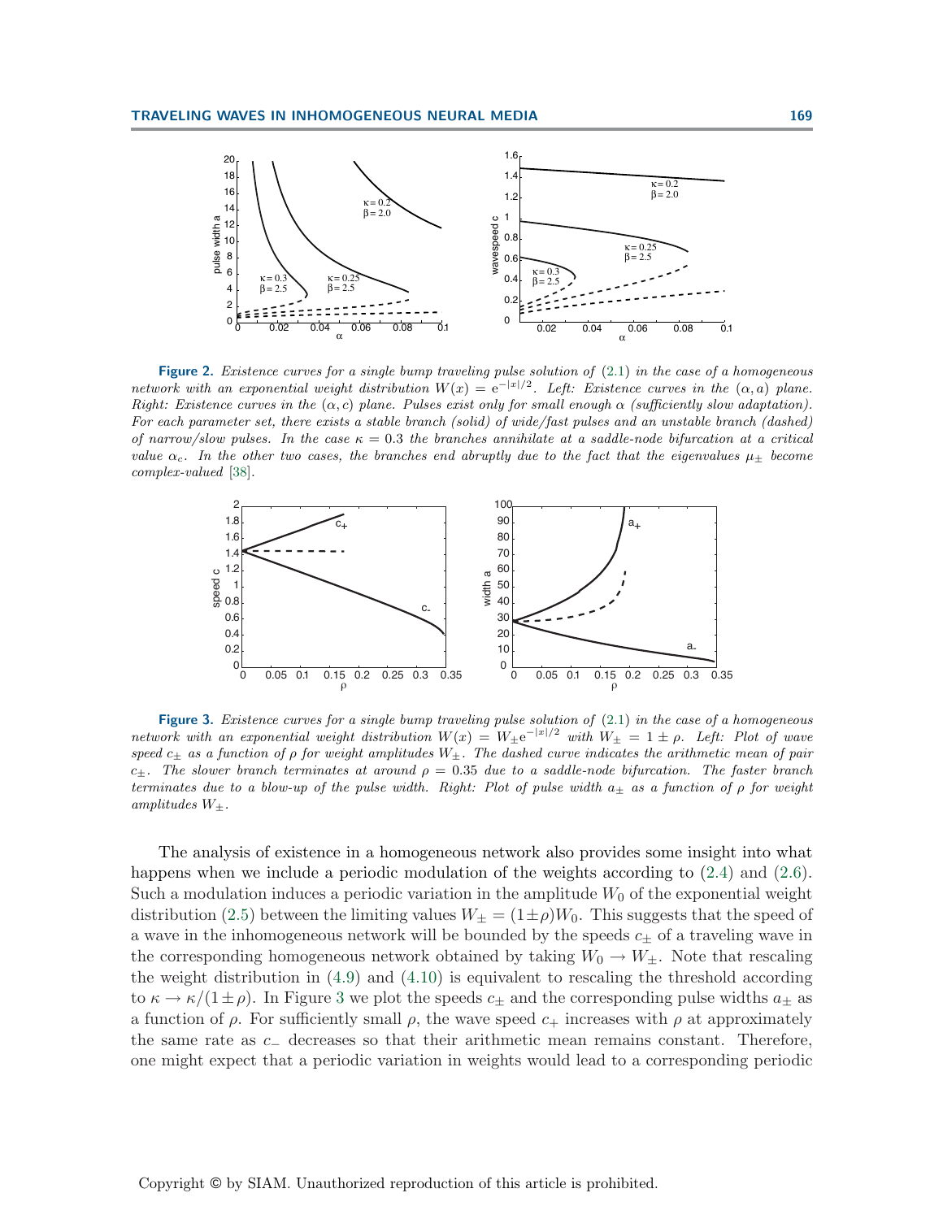pulse width a

20
18
16
14
12
10
8
6
4
2
0

0 0.02 0.04 0.06 0.08 0.1

α

κ= 0.2
β= 2.0

κ= 0.3
β= 2.5

κ= 0.25
β= 2.5

wavespeed c

1.6
1.4
1.2
1
0.8
0.6
0.4
0.2
0

0.02 0.04 0.06 0.08 0.1

α

κ= 0.2
β= 2.0

κ= 0.25
β= 2.5

κ= 0.3
β= 2.5

**Figure 2.** *Existence curves for a single bump traveling pulse solution of (2.1) in the case of a homogeneous network with an exponential weight distribution $W(x) = e^{-|x|/2}$. Left: Existence curves in the $(\alpha, a)$ plane. Right: Existence curves in the $(\alpha, c)$ plane. Pulses exist only for small enough $\alpha$ (sufficiently slow adaptation). For each parameter set, there exists a stable branch (solid) of wide/fast pulses and an unstable branch (dashed) of narrow/slow pulses. In the case $\kappa = 0.3$ the branches annihilate at a saddle-node bifurcation at a critical value $\alpha_c$. In the other two cases, the branches end abruptly due to the fact that the eigenvalues $\mu_\pm$ become complex-valued [38].*

speed c

2
1.8
1.6
1.4
1.2
1
0.8
0.6
0.4
0.2
0

0 0.05 0.1 0.15 0.2 0.25 0.3 0.35

ρ

c+

c-

width a

100
90
80
70
60
50
40
30
20
10
0

0 0.05 0.1 0.15 0.2 0.25 0.3 0.35

ρ

a+

a-

**Figure 3.** *Existence curves for a single bump traveling pulse solution of (2.1) in the case of a homogeneous network with an exponential weight distribution $W(x) = W_\pm e^{-|x|/2}$ with $W_\pm = 1 \pm \rho$. Left: Plot of wave speed $c_\pm$ as a function of $\rho$ for weight amplitudes $W_\pm$. The dashed curve indicates the arithmetic mean of pair $c_\pm$. The slower branch terminates at around $\rho = 0.35$ due to a saddle-node bifurcation. The faster branch terminates due to a blow-up of the pulse width. Right: Plot of pulse width $a_\pm$ as a function of $\rho$ for weight amplitudes $W_\pm$.*

The analysis of existence in a homogeneous network also provides some insight into what happens when we include a periodic modulation of the weights according to (2.4) and (2.6). Such a modulation induces a periodic variation in the amplitude $W_0$ of the exponential weight distribution (2.5) between the limiting values $W_\pm = (1 \pm \rho)W_0$. This suggests that the speed of a wave in the inhomogeneous network will be bounded by the speeds $c_\pm$ of a traveling wave in the corresponding homogeneous network obtained by taking $W_0 \to W_\pm$. Note that rescaling the weight distribution in (4.9) and (4.10) is equivalent to rescaling the threshold according to $\kappa \to \kappa/(1 \pm \rho)$. In Figure 3 we plot the speeds $c_\pm$ and the corresponding pulse widths $a_\pm$ as a function of $\rho$. For sufficiently small $\rho$, the wave speed $c_+$ increases with $\rho$ at approximately the same rate as $c_-$ decreases so that their arithmetic mean remains constant. Therefore, one might expect that a periodic variation in weights would lead to a corresponding periodic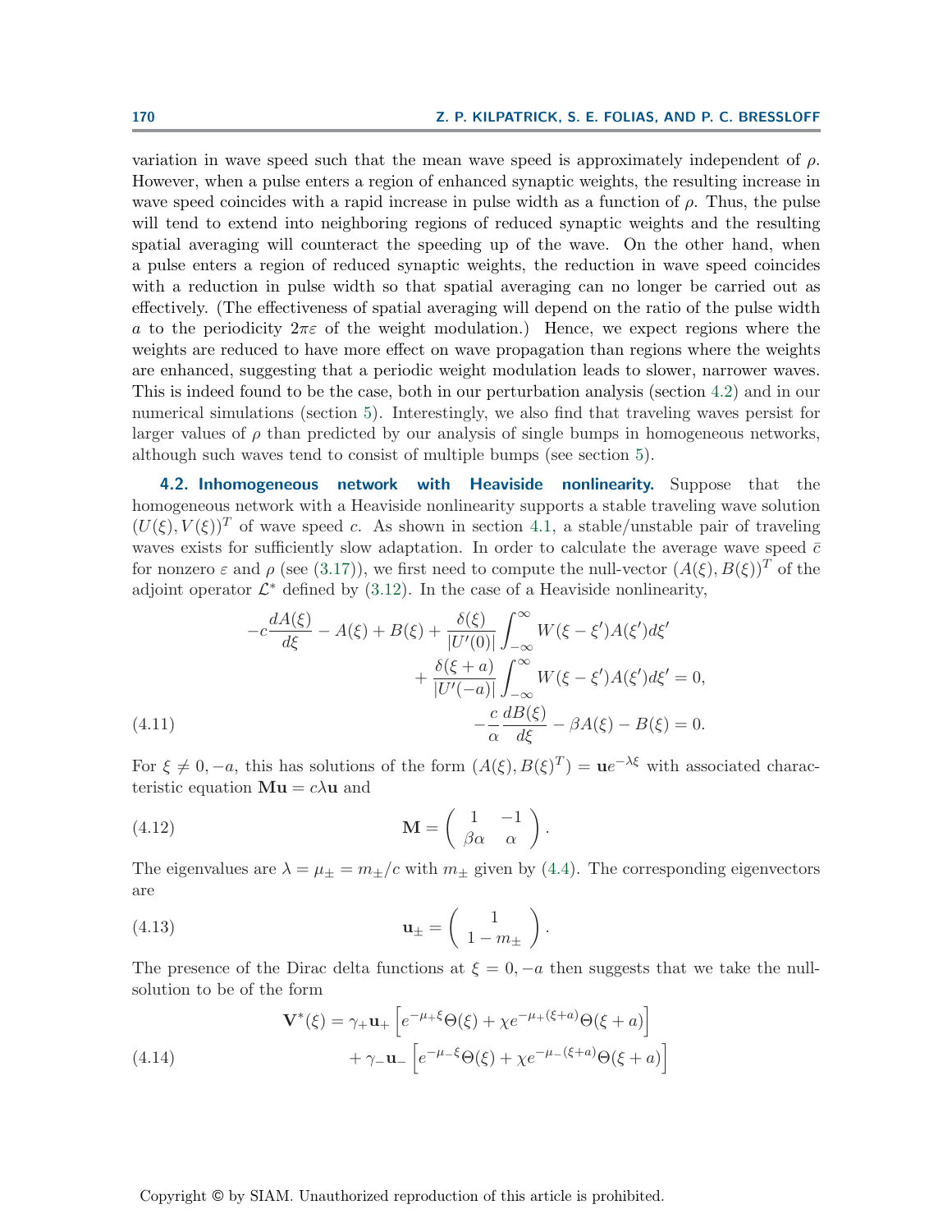variation in wave speed such that the mean wave speed is approximately independent of $\rho$. However, when a pulse enters a region of enhanced synaptic weights, the resulting increase in wave speed coincides with a rapid increase in pulse width as a function of $\rho$. Thus, the pulse will tend to extend into neighboring regions of reduced synaptic weights and the resulting spatial averaging will counteract the speeding up of the wave. On the other hand, when a pulse enters a region of reduced synaptic weights, the reduction in wave speed coincides with a reduction in pulse width so that spatial averaging can no longer be carried out as effectively. (The effectiveness of spatial averaging will depend on the ratio of the pulse width $a$ to the periodicity $2\pi\varepsilon$ of the weight modulation.) Hence, we expect regions where the weights are reduced to have more effect on wave propagation than regions where the weights are enhanced, suggesting that a periodic weight modulation leads to slower, narrower waves. This is indeed found to be the case, both in our perturbation analysis (section 4.2) and in our numerical simulations (section 5). Interestingly, we also find that traveling waves persist for larger values of $\rho$ than predicted by our analysis of single bumps in homogeneous networks, although such waves tend to consist of multiple bumps (see section 5).

### 4.2. Inhomogeneous network with Heaviside nonlinearity.

Suppose that the homogeneous network with a Heaviside nonlinearity supports a stable traveling wave solution $(U(\xi), V(\xi))^T$ of wave speed $c$. As shown in section 4.1, a stable/unstable pair of traveling waves exists for sufficiently slow adaptation. In order to calculate the average wave speed $\bar{c}$ for nonzero $\varepsilon$ and $\rho$ (see (3.17)), we first need to compute the null-vector $(A(\xi), B(\xi))^T$ of the adjoint operator $\mathcal{L}^*$ defined by (3.12). In the case of a Heaviside nonlinearity,

$$
\begin{aligned}
-c\frac{dA(\xi)}{d\xi} - A(\xi) + B(\xi) + \frac{\delta(\xi)}{|U'(0)|}\int_{-\infty}^{\infty} W(\xi-\xi')A(\xi')d\xi' \\
+ \frac{\delta(\xi+a)}{|U'(-a)|}\int_{-\infty}^{\infty} W(\xi-\xi')A(\xi')d\xi' = 0, \\
-\frac{c}{\alpha}\frac{dB(\xi)}{d\xi} - \beta A(\xi) - B(\xi) = 0.
\end{aligned}
\tag{4.11}
$$

For $\xi \neq 0, -a$, this has solutions of the form $(A(\xi), B(\xi)^T) = \mathbf{u}e^{-\lambda\xi}$ with associated characteristic equation $\mathbf{M}\mathbf{u} = c\lambda\mathbf{u}$ and

$$
\mathbf{M} = \begin{pmatrix} 1 & -1 \\ \beta\alpha & \alpha \end{pmatrix}.
\tag{4.12}
$$

The eigenvalues are $\lambda = \mu_\pm = m_\pm/c$ with $m_\pm$ given by (4.4). The corresponding eigenvectors are

$$
\mathbf{u}_\pm = \begin{pmatrix} 1 \\ 1 - m_\pm \end{pmatrix}.
\tag{4.13}
$$

The presence of the Dirac delta functions at $\xi = 0, -a$ then suggests that we take the null-solution to be of the form

$$
\begin{aligned}
\mathbf{V}^*(\xi) = \gamma_+\mathbf{u}_+ \left[e^{-\mu_+\xi}\Theta(\xi) + \chi e^{-\mu_+(\xi+a)}\Theta(\xi+a)\right] \\
+ \gamma_-\mathbf{u}_- \left[e^{-\mu_-\xi}\Theta(\xi) + \chi e^{-\mu_-(\xi+a)}\Theta(\xi+a)\right]
\end{aligned}
\tag{4.14}
$$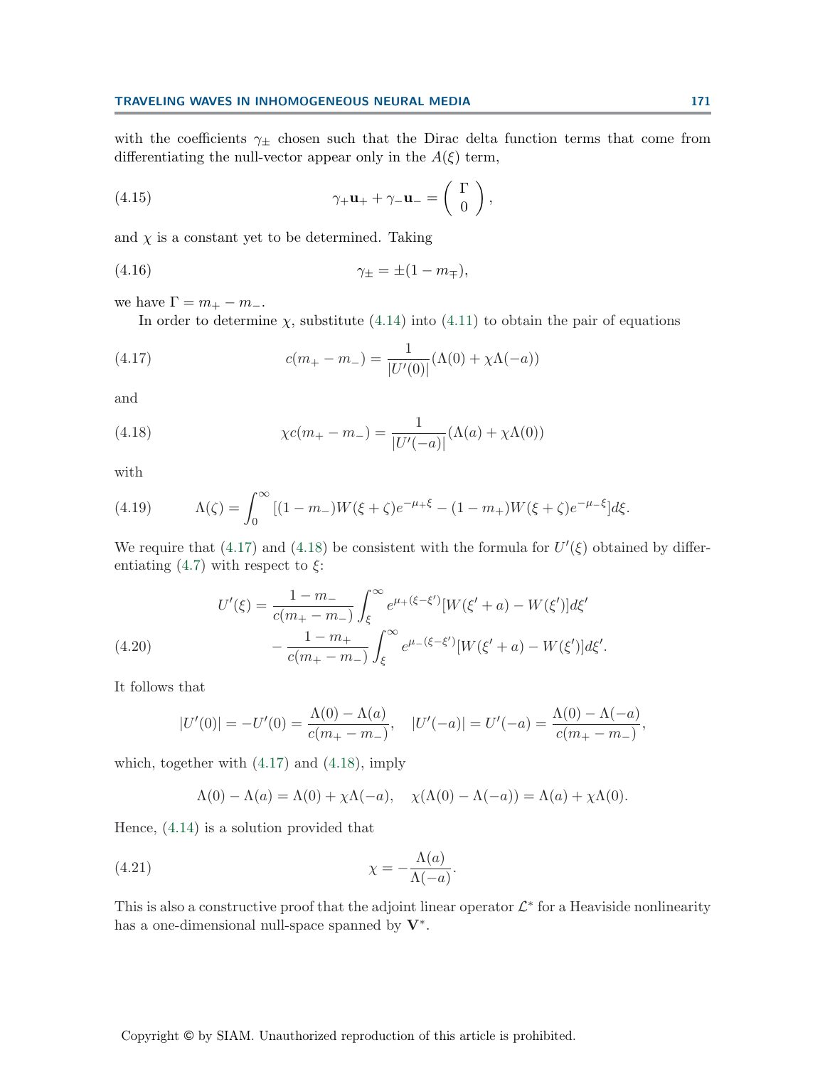with the coefficients $\gamma_\pm$ chosen such that the Dirac delta function terms that come from differentiating the null-vector appear only in the $A(\xi)$ term,

$$\gamma_+\mathbf{u}_+ + \gamma_-\mathbf{u}_- = \begin{pmatrix} \Gamma \\ 0 \end{pmatrix}, \tag{4.15}$$

and $\chi$ is a constant yet to be determined. Taking

$$\gamma_\pm = \pm(1 - m_\mp), \tag{4.16}$$

we have $\Gamma = m_+ - m_-$.

In order to determine $\chi$, substitute (4.14) into (4.11) to obtain the pair of equations

$$c(m_+ - m_-) = \frac{1}{|U'(0)|}(\Lambda(0) + \chi\Lambda(-a)) \tag{4.17}$$

and

$$\chi c(m_+ - m_-) = \frac{1}{|U'(-a)|}(\Lambda(a) + \chi\Lambda(0)) \tag{4.18}$$

with

$$\Lambda(\zeta) = \int_0^\infty [(1 - m_-)W(\xi + \zeta)e^{-\mu_+\xi} - (1 - m_+)W(\xi + \zeta)e^{-\mu_-\xi}]d\xi. \tag{4.19}$$

We require that (4.17) and (4.18) be consistent with the formula for $U'(\xi)$ obtained by differentiating (4.7) with respect to $\xi$:

$$\begin{aligned} U'(\xi) = {} & \frac{1 - m_-}{c(m_+ - m_-)} \int_\xi^\infty e^{\mu_+(\xi - \xi')}[W(\xi' + a) - W(\xi')]d\xi' \\ & - \frac{1 - m_+}{c(m_+ - m_-)} \int_\xi^\infty e^{\mu_-(\xi - \xi')}[W(\xi' + a) - W(\xi')]d\xi'. \end{aligned} \tag{4.20}$$

It follows that

$$|U'(0)| = -U'(0) = \frac{\Lambda(0) - \Lambda(a)}{c(m_+ - m_-)}, \quad |U'(-a)| = U'(-a) = \frac{\Lambda(0) - \Lambda(-a)}{c(m_+ - m_-)},$$

which, together with (4.17) and (4.18), imply

$$\Lambda(0) - \Lambda(a) = \Lambda(0) + \chi\Lambda(-a), \quad \chi(\Lambda(0) - \Lambda(-a)) = \Lambda(a) + \chi\Lambda(0).$$

Hence, (4.14) is a solution provided that

$$\chi = -\frac{\Lambda(a)}{\Lambda(-a)}. \tag{4.21}$$

This is also a constructive proof that the adjoint linear operator $\mathcal{L}^*$ for a Heaviside nonlinearity has a one-dimensional null-space spanned by $\mathbf{V}^*$.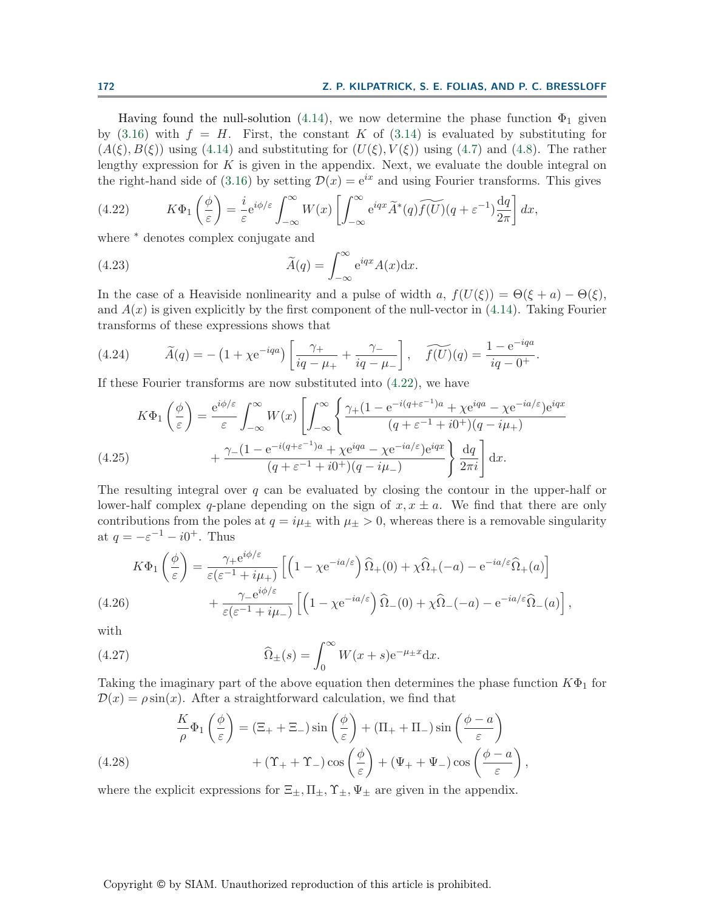Having found the null-solution (4.14), we now determine the phase function $\Phi_1$ given by (3.16) with $f = H$. First, the constant $K$ of (3.14) is evaluated by substituting for $(A(\xi), B(\xi))$ using (4.14) and substituting for $(U(\xi), V(\xi))$ using (4.7) and (4.8). The rather lengthy expression for $K$ is given in the appendix. Next, we evaluate the double integral on the right-hand side of (3.16) by setting $\mathcal{D}(x) = \mathrm{e}^{ix}$ and using Fourier transforms. This gives

$$K\Phi_1\left(\frac{\phi}{\varepsilon}\right) = \frac{i}{\varepsilon}\mathrm{e}^{i\phi/\varepsilon}\int_{-\infty}^{\infty} W(x)\left[\int_{-\infty}^{\infty} \mathrm{e}^{iqx}\widetilde{A}^*(q)\widetilde{f(U)}(q+\varepsilon^{-1})\frac{\mathrm{d}q}{2\pi}\right]dx, \tag{4.22}$$

where $^*$ denotes complex conjugate and

$$\widetilde{A}(q) = \int_{-\infty}^{\infty} \mathrm{e}^{iqx}A(x)\mathrm{d}x. \tag{4.23}$$

In the case of a Heaviside nonlinearity and a pulse of width $a$, $f(U(\xi)) = \Theta(\xi + a) - \Theta(\xi)$, and $A(x)$ is given explicitly by the first component of the null-vector in (4.14). Taking Fourier transforms of these expressions shows that

$$\widetilde{A}(q) = -\left(1 + \chi\mathrm{e}^{-iqa}\right)\left[\frac{\gamma_+}{iq - \mu_+} + \frac{\gamma_-}{iq - \mu_-}\right], \quad \widetilde{f(U)}(q) = \frac{1 - \mathrm{e}^{-iqa}}{iq - 0^+}. \tag{4.24}$$

If these Fourier transforms are now substituted into (4.22), we have

$$\begin{aligned} K\Phi_1\left(\frac{\phi}{\varepsilon}\right) = \frac{\mathrm{e}^{i\phi/\varepsilon}}{\varepsilon}\int_{-\infty}^{\infty} W(x)\Bigg[\int_{-\infty}^{\infty}\Bigg\{&\frac{\gamma_+(1 - \mathrm{e}^{-i(q+\varepsilon^{-1})a} + \chi\mathrm{e}^{iqa} - \chi\mathrm{e}^{-ia/\varepsilon})\mathrm{e}^{iqx}}{(q + \varepsilon^{-1} + i0^+)(q - i\mu_+)} \\ &+ \frac{\gamma_-(1 - \mathrm{e}^{-i(q+\varepsilon^{-1})a} + \chi\mathrm{e}^{iqa} - \chi\mathrm{e}^{-ia/\varepsilon})\mathrm{e}^{iqx}}{(q + \varepsilon^{-1} + i0^+)(q - i\mu_-)}\Bigg\}\frac{\mathrm{d}q}{2\pi i}\Bigg]\mathrm{d}x. \end{aligned} \tag{4.25}$$

The resulting integral over $q$ can be evaluated by closing the contour in the upper-half or lower-half complex $q$-plane depending on the sign of $x, x \pm a$. We find that there are only contributions from the poles at $q = i\mu_\pm$ with $\mu_\pm > 0$, whereas there is a removable singularity at $q = -\varepsilon^{-1} - i0^+$. Thus

$$\begin{aligned} K\Phi_1\left(\frac{\phi}{\varepsilon}\right) = &\frac{\gamma_+\mathrm{e}^{i\phi/\varepsilon}}{\varepsilon(\varepsilon^{-1} + i\mu_+)}\left[\left(1 - \chi\mathrm{e}^{-ia/\varepsilon}\right)\widehat{\Omega}_+(0) + \chi\widehat{\Omega}_+(-a) - \mathrm{e}^{-ia/\varepsilon}\widehat{\Omega}_+(a)\right] \\ &+ \frac{\gamma_-\mathrm{e}^{i\phi/\varepsilon}}{\varepsilon(\varepsilon^{-1} + i\mu_-)}\left[\left(1 - \chi\mathrm{e}^{-ia/\varepsilon}\right)\widehat{\Omega}_-(0) + \chi\widehat{\Omega}_-(-a) - \mathrm{e}^{-ia/\varepsilon}\widehat{\Omega}_-(a)\right], \end{aligned} \tag{4.26}$$

with

$$\widehat{\Omega}_\pm(s) = \int_0^{\infty} W(x + s)\mathrm{e}^{-\mu_\pm x}\mathrm{d}x. \tag{4.27}$$

Taking the imaginary part of the above equation then determines the phase function $K\Phi_1$ for $\mathcal{D}(x) = \rho\sin(x)$. After a straightforward calculation, we find that

$$\begin{aligned} \frac{K}{\rho}\Phi_1\left(\frac{\phi}{\varepsilon}\right) = &\left(\Xi_+ + \Xi_-\right)\sin\left(\frac{\phi}{\varepsilon}\right) + \left(\Pi_+ + \Pi_-\right)\sin\left(\frac{\phi - a}{\varepsilon}\right) \\ &+ \left(\Upsilon_+ + \Upsilon_-\right)\cos\left(\frac{\phi}{\varepsilon}\right) + \left(\Psi_+ + \Psi_-\right)\cos\left(\frac{\phi - a}{\varepsilon}\right), \end{aligned} \tag{4.28}$$

where the explicit expressions for $\Xi_\pm, \Pi_\pm, \Upsilon_\pm, \Psi_\pm$ are given in the appendix.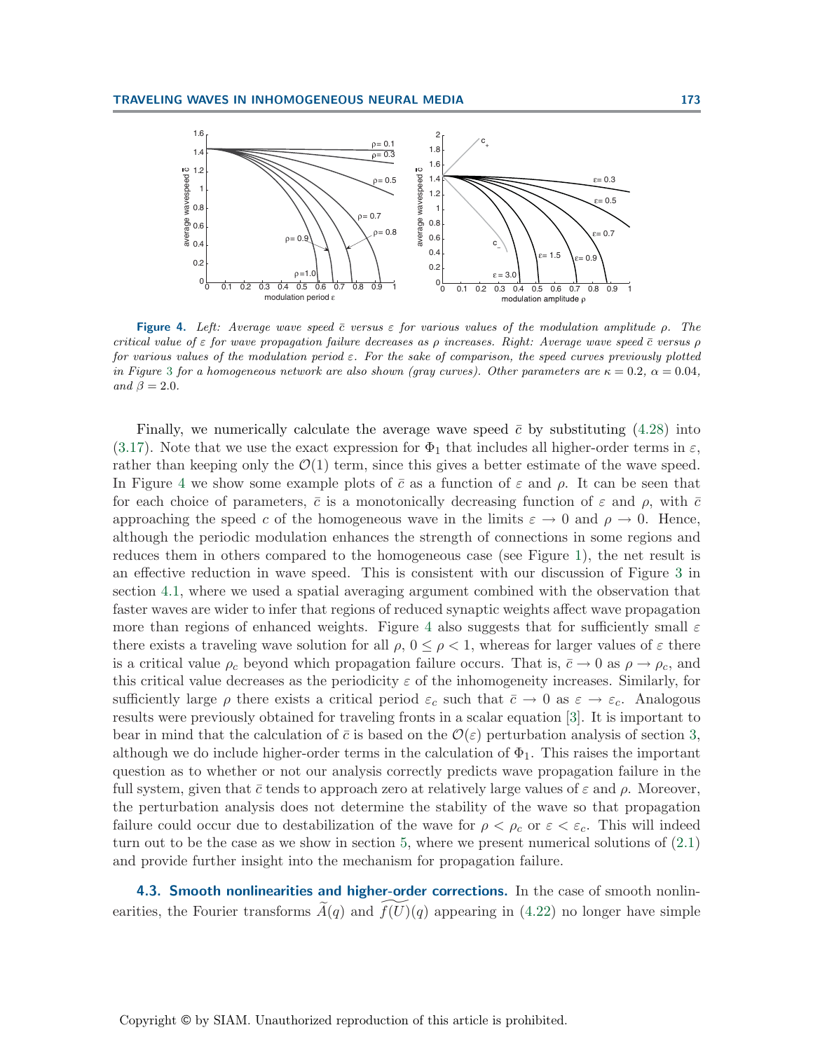1.6
1.4
1.2
1
0.8
0.6
0.4
0.2
0
average wavespeed $\bar{c}$
0 0.1 0.2 0.3 0.4 0.5 0.6 0.7 0.8 0.9 1
modulation period $\varepsilon$
ρ= 0.1
ρ= 0.3
ρ= 0.5
ρ= 0.7
ρ= 0.8
ρ= 0.9
ρ=1.0

2
1.8
1.6
1.4
1.2
1
0.8
0.6
0.4
0.2
0
average wavespeed $\bar{c}$
0 0.1 0.2 0.3 0.4 0.5 0.6 0.7 0.8 0.9 1
modulation amplitude ρ
$c_+$
$c_-$
ε= 0.3
ε= 0.5
ε= 0.7
ε= 0.9
ε= 1.5
ε= 3.0

**Figure 4.** *Left: Average wave speed $\bar{c}$ versus $\varepsilon$ for various values of the modulation amplitude $\rho$. The critical value of $\varepsilon$ for wave propagation failure decreases as $\rho$ increases. Right: Average wave speed $\bar{c}$ versus $\rho$ for various values of the modulation period $\varepsilon$. For the sake of comparison, the speed curves previously plotted in Figure 3 for a homogeneous network are also shown (gray curves). Other parameters are $\kappa = 0.2$, $\alpha = 0.04$, and $\beta = 2.0$.*

Finally, we numerically calculate the average wave speed $\bar{c}$ by substituting (4.28) into (3.17). Note that we use the exact expression for $\Phi_1$ that includes all higher-order terms in $\varepsilon$, rather than keeping only the $\mathcal{O}(1)$ term, since this gives a better estimate of the wave speed. In Figure 4 we show some example plots of $\bar{c}$ as a function of $\varepsilon$ and $\rho$. It can be seen that for each choice of parameters, $\bar{c}$ is a monotonically decreasing function of $\varepsilon$ and $\rho$, with $\bar{c}$ approaching the speed $c$ of the homogeneous wave in the limits $\varepsilon \to 0$ and $\rho \to 0$. Hence, although the periodic modulation enhances the strength of connections in some regions and reduces them in others compared to the homogeneous case (see Figure 1), the net result is an effective reduction in wave speed. This is consistent with our discussion of Figure 3 in section 4.1, where we used a spatial averaging argument combined with the observation that faster waves are wider to infer that regions of reduced synaptic weights affect wave propagation more than regions of enhanced weights. Figure 4 also suggests that for sufficiently small $\varepsilon$ there exists a traveling wave solution for all $\rho$, $0 \leq \rho < 1$, whereas for larger values of $\varepsilon$ there is a critical value $\rho_c$ beyond which propagation failure occurs. That is, $\bar{c} \to 0$ as $\rho \to \rho_c$, and this critical value decreases as the periodicity $\varepsilon$ of the inhomogeneity increases. Similarly, for sufficiently large $\rho$ there exists a critical period $\varepsilon_c$ such that $\bar{c} \to 0$ as $\varepsilon \to \varepsilon_c$. Analogous results were previously obtained for traveling fronts in a scalar equation [3]. It is important to bear in mind that the calculation of $\bar{c}$ is based on the $\mathcal{O}(\varepsilon)$ perturbation analysis of section 3, although we do include higher-order terms in the calculation of $\Phi_1$. This raises the important question as to whether or not our analysis correctly predicts wave propagation failure in the full system, given that $\bar{c}$ tends to approach zero at relatively large values of $\varepsilon$ and $\rho$. Moreover, the perturbation analysis does not determine the stability of the wave so that propagation failure could occur due to destabilization of the wave for $\rho < \rho_c$ or $\varepsilon < \varepsilon_c$. This will indeed turn out to be the case as we show in section 5, where we present numerical solutions of (2.1) and provide further insight into the mechanism for propagation failure.

### 4.3. Smooth nonlinearities and higher-order corrections.

In the case of smooth nonlinearities, the Fourier transforms $\widetilde{A}(q)$ and $\widetilde{f(U)}(q)$ appearing in (4.22) no longer have simple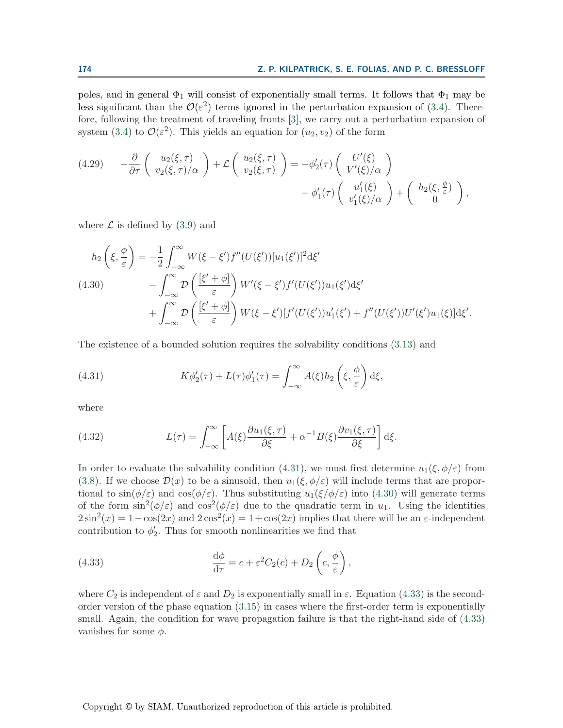poles, and in general $\Phi_1$ will consist of exponentially small terms. It follows that $\Phi_1$ may be less significant than the $\mathcal{O}(\varepsilon^2)$ terms ignored in the perturbation expansion of (3.4). Therefore, following the treatment of traveling fronts [3], we carry out a perturbation expansion of system (3.4) to $\mathcal{O}(\varepsilon^2)$. This yields an equation for $(u_2, v_2)$ of the form

$$
(4.29) \qquad -\frac{\partial}{\partial \tau}\begin{pmatrix} u_2(\xi,\tau) \\ v_2(\xi,\tau)/\alpha \end{pmatrix} + \mathcal{L}\begin{pmatrix} u_2(\xi,\tau) \\ v_2(\xi,\tau) \end{pmatrix} = -\phi_2'(\tau)\begin{pmatrix} U'(\xi) \\ V'(\xi)/\alpha \end{pmatrix} - \phi_1'(\tau)\begin{pmatrix} u_1'(\xi) \\ v_1'(\xi)/\alpha \end{pmatrix} + \begin{pmatrix} h_2(\xi,\frac{\phi}{\varepsilon}) \\ 0 \end{pmatrix},
$$

where $\mathcal{L}$ is defined by (3.9) and

$$
(4.30) \qquad \begin{aligned} h_2\left(\xi,\frac{\phi}{\varepsilon}\right) = &-\frac{1}{2}\int_{-\infty}^{\infty} W(\xi-\xi')f''(U(\xi'))[u_1(\xi')]^2 \mathrm{d}\xi' \\ &- \int_{-\infty}^{\infty} \mathcal{D}\left(\frac{[\xi'+\phi]}{\varepsilon}\right) W'(\xi-\xi')f'(U(\xi'))u_1(\xi')\mathrm{d}\xi' \\ &+ \int_{-\infty}^{\infty} \mathcal{D}\left(\frac{[\xi'+\phi]}{\varepsilon}\right) W(\xi-\xi')[f'(U(\xi'))u_1'(\xi') + f''(U(\xi'))U'(\xi')u_1(\xi)]\mathrm{d}\xi'. \end{aligned}
$$

The existence of a bounded solution requires the solvability conditions (3.13) and

$$
(4.31) \qquad K\phi_2'(\tau) + L(\tau)\phi_1'(\tau) = \int_{-\infty}^{\infty} A(\xi) h_2\left(\xi,\frac{\phi}{\varepsilon}\right)\mathrm{d}\xi,
$$

where

$$
(4.32) \qquad L(\tau) = \int_{-\infty}^{\infty}\left[A(\xi)\frac{\partial u_1(\xi,\tau)}{\partial \xi} + \alpha^{-1}B(\xi)\frac{\partial v_1(\xi,\tau)}{\partial \xi}\right]\mathrm{d}\xi.
$$

In order to evaluate the solvability condition (4.31), we must first determine $u_1(\xi,\phi/\varepsilon)$ from (3.8). If we choose $\mathcal{D}(x)$ to be a sinusoid, then $u_1(\xi,\phi/\varepsilon)$ will include terms that are proportional to $\sin(\phi/\varepsilon)$ and $\cos(\phi/\varepsilon)$. Thus substituting $u_1(\xi/\phi/\varepsilon)$ into (4.30) will generate terms of the form $\sin^2(\phi/\varepsilon)$ and $\cos^2(\phi/\varepsilon)$ due to the quadratic term in $u_1$. Using the identities $2\sin^2(x) = 1-\cos(2x)$ and $2\cos^2(x) = 1+\cos(2x)$ implies that there will be an $\varepsilon$-independent contribution to $\phi_2'$. Thus for smooth nonlinearities we find that

$$
(4.33) \qquad \frac{\mathrm{d}\phi}{\mathrm{d}\tau} = c + \varepsilon^2 C_2(c) + D_2\left(c,\frac{\phi}{\varepsilon}\right),
$$

where $C_2$ is independent of $\varepsilon$ and $D_2$ is exponentially small in $\varepsilon$. Equation (4.33) is the second-order version of the phase equation (3.15) in cases where the first-order term is exponentially small. Again, the condition for wave propagation failure is that the right-hand side of (4.33) vanishes for some $\phi$.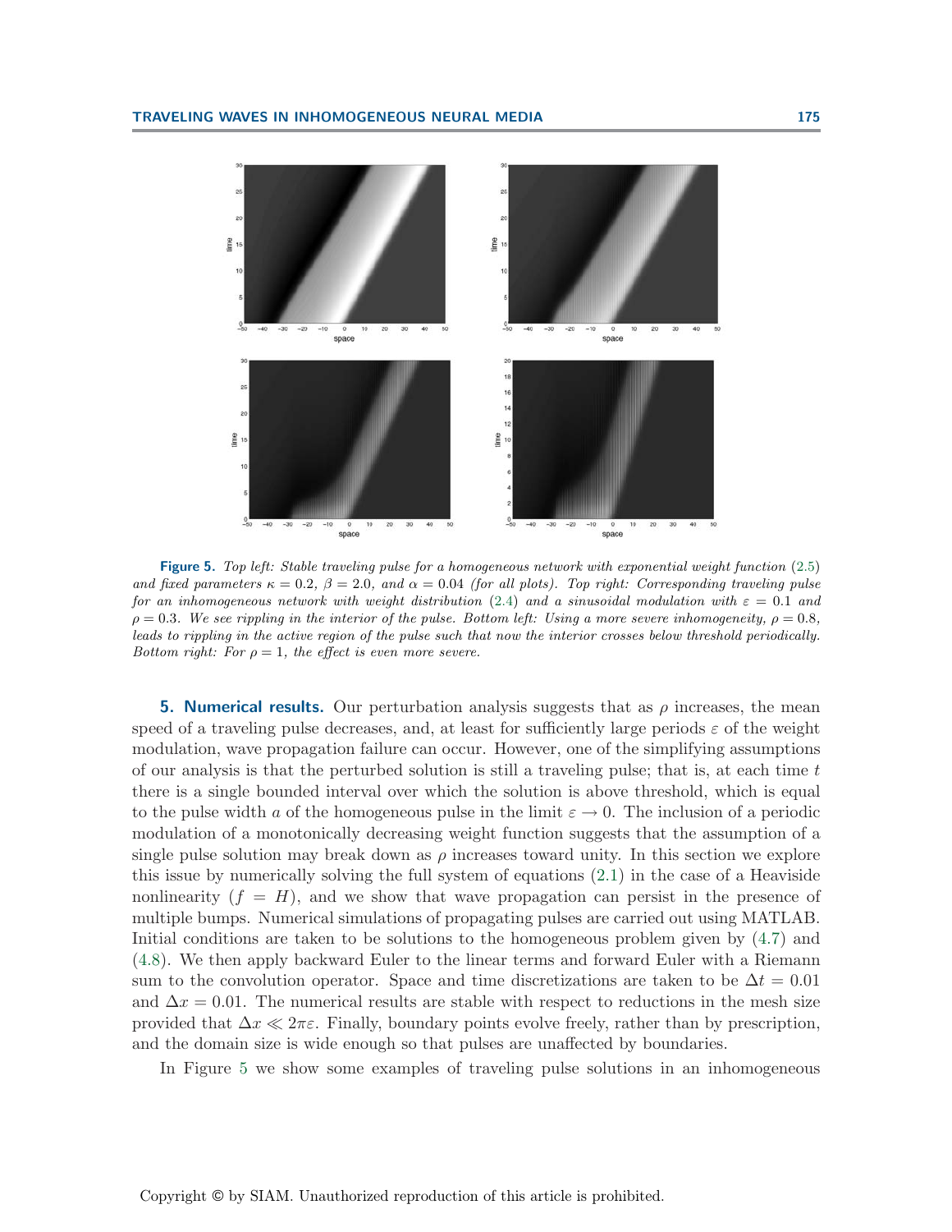**Figure 5.** *Top left: Stable traveling pulse for a homogeneous network with exponential weight function (2.5) and fixed parameters $\kappa = 0.2$, $\beta = 2.0$, and $\alpha = 0.04$ (for all plots). Top right: Corresponding traveling pulse for an inhomogeneous network with weight distribution (2.4) and a sinusoidal modulation with $\varepsilon = 0.1$ and $\rho = 0.3$. We see rippling in the interior of the pulse. Bottom left: Using a more severe inhomogeneity, $\rho = 0.8$, leads to rippling in the active region of the pulse such that now the interior crosses below threshold periodically. Bottom right: For $\rho = 1$, the effect is even more severe.*

## 5. Numerical results.

Our perturbation analysis suggests that as $\rho$ increases, the mean speed of a traveling pulse decreases, and, at least for sufficiently large periods $\varepsilon$ of the weight modulation, wave propagation failure can occur. However, one of the simplifying assumptions of our analysis is that the perturbed solution is still a traveling pulse; that is, at each time $t$ there is a single bounded interval over which the solution is above threshold, which is equal to the pulse width $a$ of the homogeneous pulse in the limit $\varepsilon \to 0$. The inclusion of a periodic modulation of a monotonically decreasing weight function suggests that the assumption of a single pulse solution may break down as $\rho$ increases toward unity. In this section we explore this issue by numerically solving the full system of equations (2.1) in the case of a Heaviside nonlinearity ($f = H$), and we show that wave propagation can persist in the presence of multiple bumps. Numerical simulations of propagating pulses are carried out using MATLAB. Initial conditions are taken to be solutions to the homogeneous problem given by (4.7) and (4.8). We then apply backward Euler to the linear terms and forward Euler with a Riemann sum to the convolution operator. Space and time discretizations are taken to be $\Delta t = 0.01$ and $\Delta x = 0.01$. The numerical results are stable with respect to reductions in the mesh size provided that $\Delta x \ll 2\pi\varepsilon$. Finally, boundary points evolve freely, rather than by prescription, and the domain size is wide enough so that pulses are unaffected by boundaries.

In Figure 5 we show some examples of traveling pulse solutions in an inhomogeneous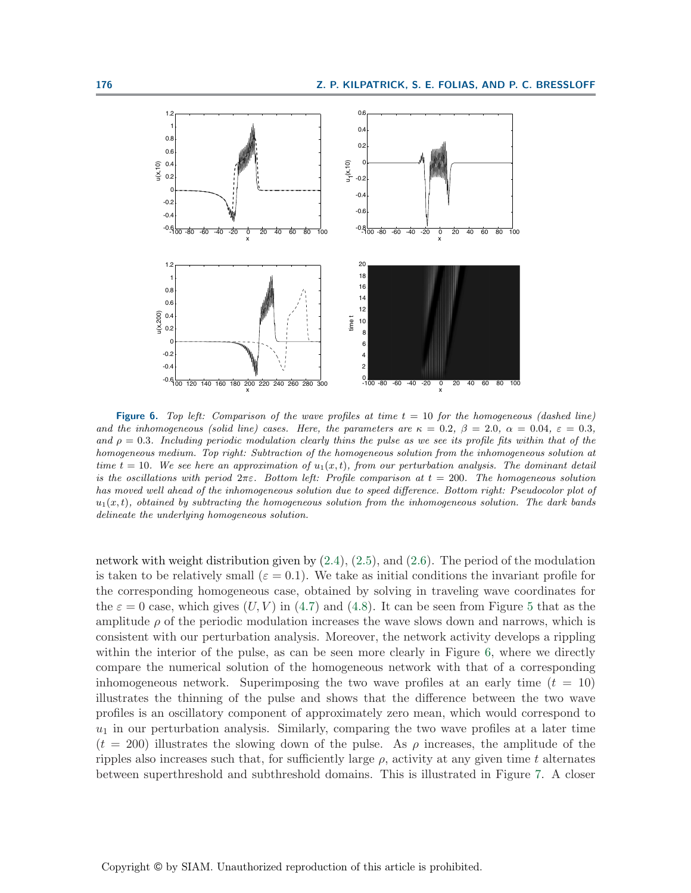**Figure 6.** *Top left: Comparison of the wave profiles at time $t = 10$ for the homogeneous (dashed line) and the inhomogeneous (solid line) cases. Here, the parameters are $\kappa = 0.2$, $\beta = 2.0$, $\alpha = 0.04$, $\varepsilon = 0.3$, and $\rho = 0.3$. Including periodic modulation clearly thins the pulse as we see its profile fits within that of the homogeneous medium. Top right: Subtraction of the homogeneous solution from the inhomogeneous solution at time $t = 10$. We see here an approximation of $u_1(x, t)$, from our perturbation analysis. The dominant detail is the oscillations with period $2\pi\varepsilon$. Bottom left: Profile comparison at $t = 200$. The homogeneous solution has moved well ahead of the inhomogeneous solution due to speed difference. Bottom right: Pseudocolor plot of $u_1(x, t)$, obtained by subtracting the homogeneous solution from the inhomogeneous solution. The dark bands delineate the underlying homogeneous solution.*

network with weight distribution given by (2.4), (2.5), and (2.6). The period of the modulation is taken to be relatively small ($\varepsilon = 0.1$). We take as initial conditions the invariant profile for the corresponding homogeneous case, obtained by solving in traveling wave coordinates for the $\varepsilon = 0$ case, which gives $(U, V)$ in (4.7) and (4.8). It can be seen from Figure 5 that as the amplitude $\rho$ of the periodic modulation increases the wave slows down and narrows, which is consistent with our perturbation analysis. Moreover, the network activity develops a rippling within the interior of the pulse, as can be seen more clearly in Figure 6, where we directly compare the numerical solution of the homogeneous network with that of a corresponding inhomogeneous network. Superimposing the two wave profiles at an early time ($t = 10$) illustrates the thinning of the pulse and shows that the difference between the two wave profiles is an oscillatory component of approximately zero mean, which would correspond to $u_1$ in our perturbation analysis. Similarly, comparing the two wave profiles at a later time ($t = 200$) illustrates the slowing down of the pulse. As $\rho$ increases, the amplitude of the ripples also increases such that, for sufficiently large $\rho$, activity at any given time $t$ alternates between superthreshold and subthreshold domains. This is illustrated in Figure 7. A closer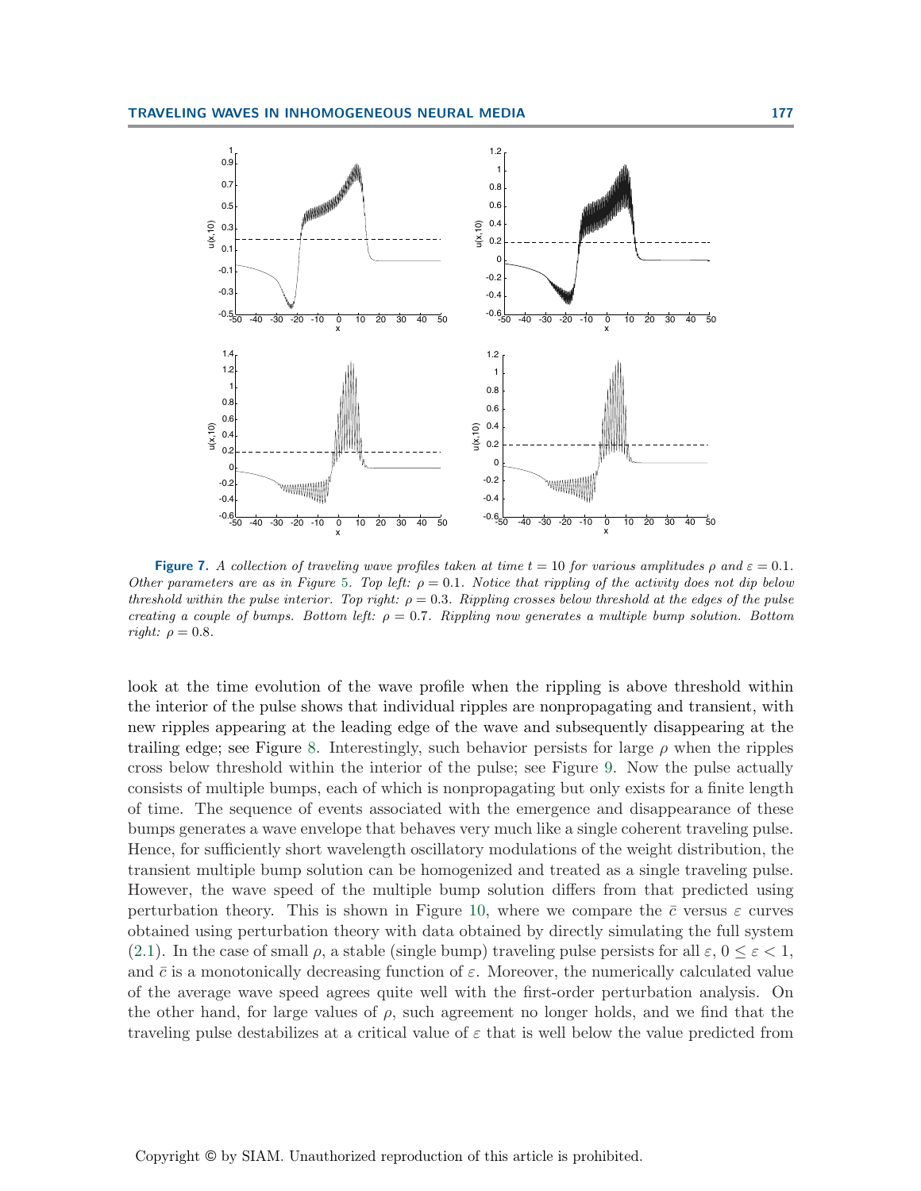u(x,10)

x

-50 -40 -30 -20 -10 0 10 20 30 40 50

**Figure 7.** *A collection of traveling wave profiles taken at time $t = 10$ for various amplitudes $\rho$ and $\varepsilon = 0.1$. Other parameters are as in Figure 5. Top left: $\rho = 0.1$. Notice that rippling of the activity does not dip below threshold within the pulse interior. Top right: $\rho = 0.3$. Rippling crosses below threshold at the edges of the pulse creating a couple of bumps. Bottom left: $\rho = 0.7$. Rippling now generates a multiple bump solution. Bottom right: $\rho = 0.8$.*

look at the time evolution of the wave profile when the rippling is above threshold within the interior of the pulse shows that individual ripples are nonpropagating and transient, with new ripples appearing at the leading edge of the wave and subsequently disappearing at the trailing edge; see Figure 8. Interestingly, such behavior persists for large $\rho$ when the ripples cross below threshold within the interior of the pulse; see Figure 9. Now the pulse actually consists of multiple bumps, each of which is nonpropagating but only exists for a finite length of time. The sequence of events associated with the emergence and disappearance of these bumps generates a wave envelope that behaves very much like a single coherent traveling pulse. Hence, for sufficiently short wavelength oscillatory modulations of the weight distribution, the transient multiple bump solution can be homogenized and treated as a single traveling pulse. However, the wave speed of the multiple bump solution differs from that predicted using perturbation theory. This is shown in Figure 10, where we compare the $\bar{c}$ versus $\varepsilon$ curves obtained using perturbation theory with data obtained by directly simulating the full system (2.1). In the case of small $\rho$, a stable (single bump) traveling pulse persists for all $\varepsilon$, $0 \leq \varepsilon < 1$, and $\bar{c}$ is a monotonically decreasing function of $\varepsilon$. Moreover, the numerically calculated value of the average wave speed agrees quite well with the first-order perturbation analysis. On the other hand, for large values of $\rho$, such agreement no longer holds, and we find that the traveling pulse destabilizes at a critical value of $\varepsilon$ that is well below the value predicted from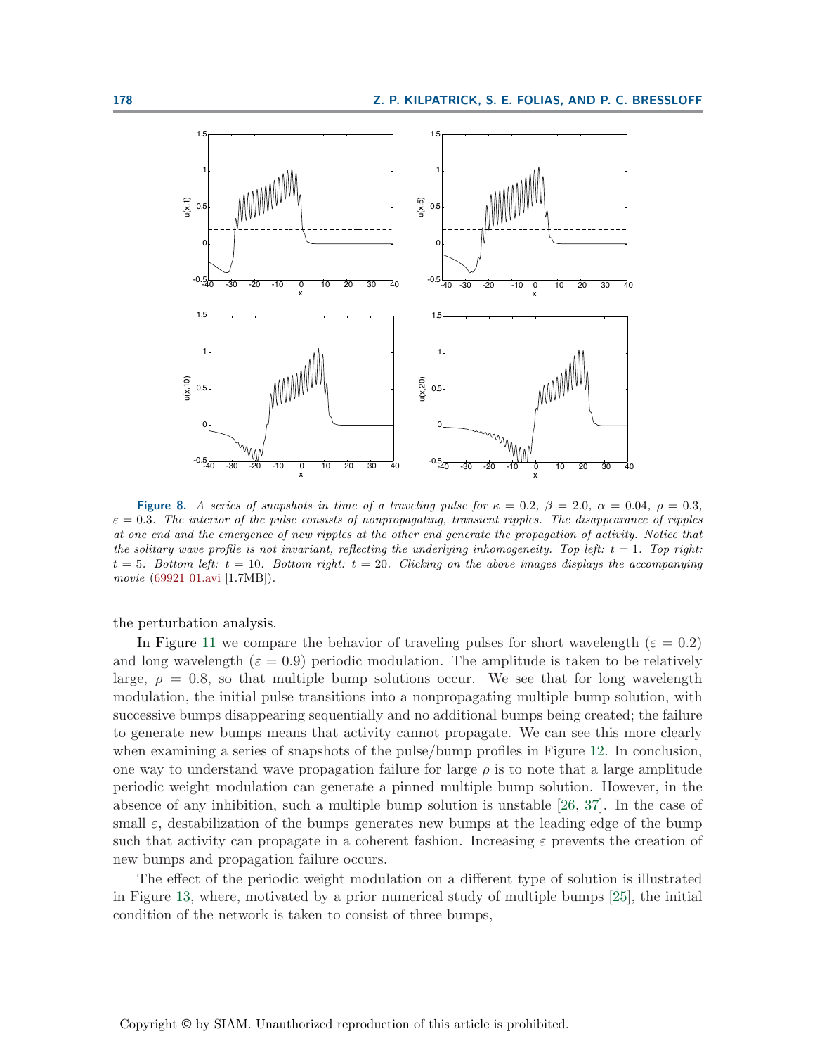1.5

1

0.5

0

-0.5

-40 -30 -20 -10 0 10 20 30 40

x

u(x,1)

1.5

1

0.5

0

-0.5

-40 -30 -20 -10 0 10 20 30 40

x

u(x,5)

1.5

1

0.5

0

-0.5

-40 -30 -20 -10 0 10 20 30 40

x

u(x,10)

1.5

1

0.5

0

-0.5

-40 -30 -20 -10 0 10 20 30 40

x

u(x,20)

**Figure 8.** *A series of snapshots in time of a traveling pulse for $\kappa = 0.2$, $\beta = 2.0$, $\alpha = 0.04$, $\rho = 0.3$, $\varepsilon = 0.3$. The interior of the pulse consists of nonpropagating, transient ripples. The disappearance of ripples at one end and the emergence of new ripples at the other end generate the propagation of activity. Notice that the solitary wave profile is not invariant, reflecting the underlying inhomogeneity. Top left: $t = 1$. Top right: $t = 5$. Bottom left: $t = 10$. Bottom right: $t = 20$. Clicking on the above images displays the accompanying movie* (69921_01.avi [1.7MB]).

the perturbation analysis.

In Figure 11 we compare the behavior of traveling pulses for short wavelength ($\varepsilon = 0.2$) and long wavelength ($\varepsilon = 0.9$) periodic modulation. The amplitude is taken to be relatively large, $\rho = 0.8$, so that multiple bump solutions occur. We see that for long wavelength modulation, the initial pulse transitions into a nonpropagating multiple bump solution, with successive bumps disappearing sequentially and no additional bumps being created; the failure to generate new bumps means that activity cannot propagate. We can see this more clearly when examining a series of snapshots of the pulse/bump profiles in Figure 12. In conclusion, one way to understand wave propagation failure for large $\rho$ is to note that a large amplitude periodic weight modulation can generate a pinned multiple bump solution. However, in the absence of any inhibition, such a multiple bump solution is unstable [26, 37]. In the case of small $\varepsilon$, destabilization of the bumps generates new bumps at the leading edge of the bump such that activity can propagate in a coherent fashion. Increasing $\varepsilon$ prevents the creation of new bumps and propagation failure occurs.

The effect of the periodic weight modulation on a different type of solution is illustrated in Figure 13, where, motivated by a prior numerical study of multiple bumps [25], the initial condition of the network is taken to consist of three bumps,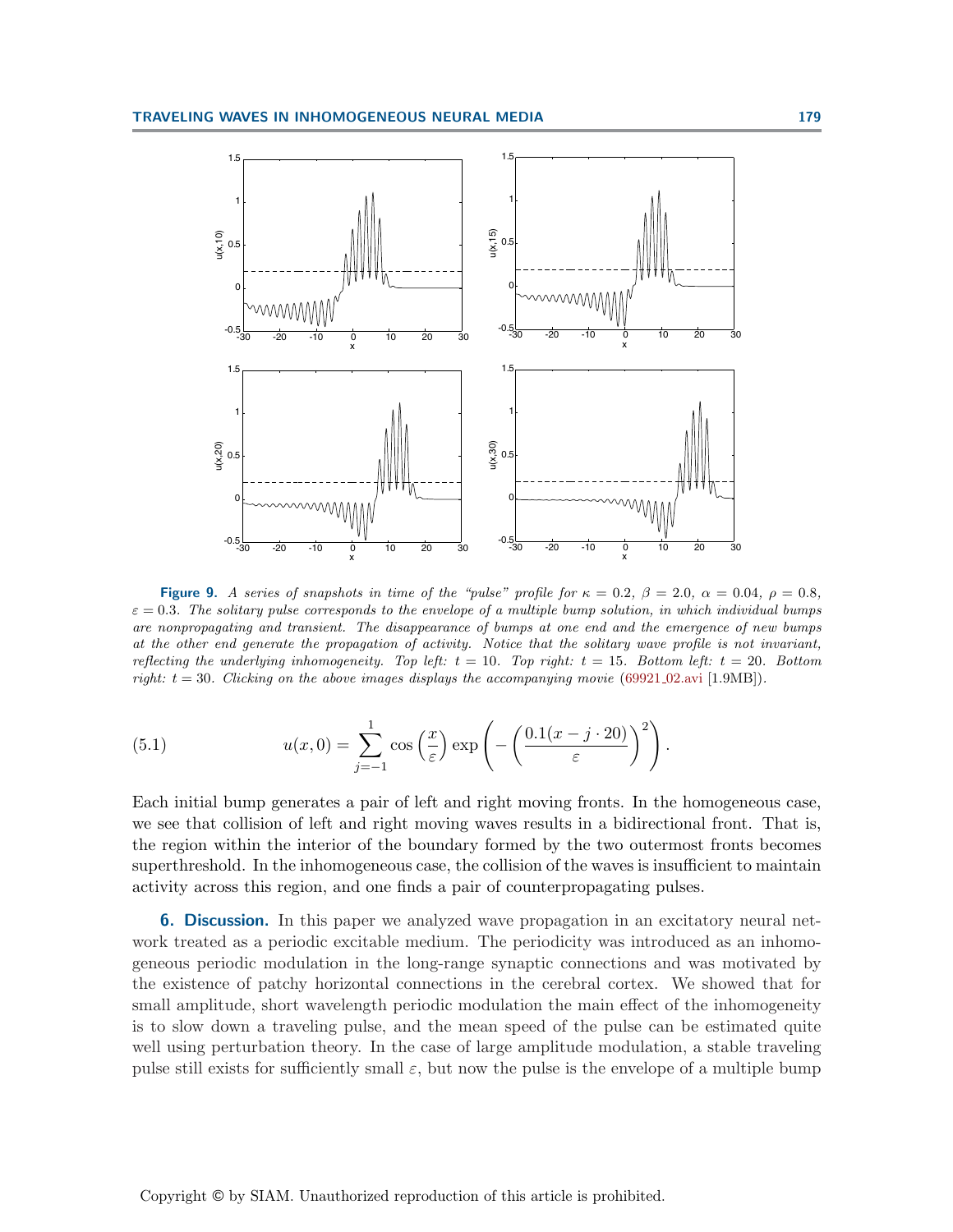-0.5
-30 -20 -10 0 10 20 30
x
u(x,10)
1.5
1
0.5
0

-0.5
-30 -20 -10 0 10 20 30
x
u(x,15)
1.5
1
0.5
0

-0.5
-30 -20 -10 0 10 20 30
x
u(x,20)
1.5
1
0.5
0

-0.5
-30 -20 -10 0 10 20 30
x
u(x,30)
1.5
1
0.5
0

**Figure 9.** *A series of snapshots in time of the "pulse" profile for $\kappa = 0.2$, $\beta = 2.0$, $\alpha = 0.04$, $\rho = 0.8$, $\varepsilon = 0.3$. The solitary pulse corresponds to the envelope of a multiple bump solution, in which individual bumps are nonpropagating and transient. The disappearance of bumps at one end and the emergence of new bumps at the other end generate the propagation of activity. Notice that the solitary wave profile is not invariant, reflecting the underlying inhomogeneity. Top left: $t = 10$. Top right: $t = 15$. Bottom left: $t = 20$. Bottom right: $t = 30$. Clicking on the above images displays the accompanying movie* (69921_02.avi [1.9MB]).

$$u(x, 0) = \sum_{j=-1}^{1} \cos\left(\frac{x}{\varepsilon}\right) \exp\left(-\left(\frac{0.1(x - j \cdot 20)}{\varepsilon}\right)^2\right). \tag{5.1}$$

Each initial bump generates a pair of left and right moving fronts. In the homogeneous case, we see that collision of left and right moving waves results in a bidirectional front. That is, the region within the interior of the boundary formed by the two outermost fronts becomes superthreshold. In the inhomogeneous case, the collision of the waves is insufficient to maintain activity across this region, and one finds a pair of counterpropagating pulses.

## 6. Discussion.

In this paper we analyzed wave propagation in an excitatory neural network treated as a periodic excitable medium. The periodicity was introduced as an inhomogeneous periodic modulation in the long-range synaptic connections and was motivated by the existence of patchy horizontal connections in the cerebral cortex. We showed that for small amplitude, short wavelength periodic modulation the main effect of the inhomogeneity is to slow down a traveling pulse, and the mean speed of the pulse can be estimated quite well using perturbation theory. In the case of large amplitude modulation, a stable traveling pulse still exists for sufficiently small $\varepsilon$, but now the pulse is the envelope of a multiple bump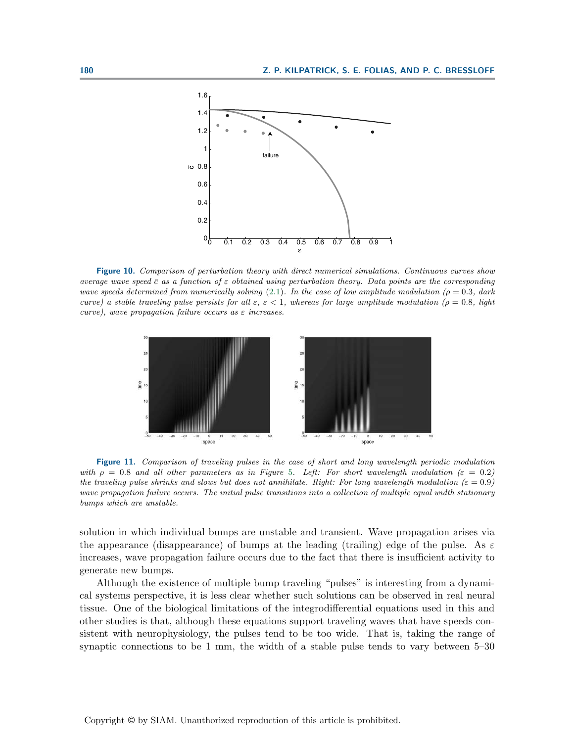1.6
1.4
1.2
1
0.8
0.6
0.4
0.2
0
$\bar{c}$
failure
0 0.1 0.2 0.3 0.4 0.5 0.6 0.7 0.8 0.9 1
ε

**Figure 10.** *Comparison of perturbation theory with direct numerical simulations. Continuous curves show average wave speed $\bar{c}$ as a function of $\varepsilon$ obtained using perturbation theory. Data points are the corresponding wave speeds determined from numerically solving (2.1). In the case of low amplitude modulation ($\rho = 0.3$, dark curve) a stable traveling pulse persists for all $\varepsilon$, $\varepsilon < 1$, whereas for large amplitude modulation ($\rho = 0.8$, light curve), wave propagation failure occurs as $\varepsilon$ increases.*

time
space
−50 −40 −30 −20 −10 0 10 20 30 40 50
0 5 10 15 20 25 30

**Figure 11.** *Comparison of traveling pulses in the case of short and long wavelength periodic modulation with $\rho = 0.8$ and all other parameters as in Figure 5. Left: For short wavelength modulation ($\varepsilon = 0.2$) the traveling pulse shrinks and slows but does not annihilate. Right: For long wavelength modulation ($\varepsilon = 0.9$) wave propagation failure occurs. The initial pulse transitions into a collection of multiple equal width stationary bumps which are unstable.*

solution in which individual bumps are unstable and transient. Wave propagation arises via the appearance (disappearance) of bumps at the leading (trailing) edge of the pulse. As $\varepsilon$ increases, wave propagation failure occurs due to the fact that there is insufficient activity to generate new bumps.

Although the existence of multiple bump traveling "pulses" is interesting from a dynamical systems perspective, it is less clear whether such solutions can be observed in real neural tissue. One of the biological limitations of the integrodifferential equations used in this and other studies is that, although these equations support traveling waves that have speeds consistent with neurophysiology, the pulses tend to be too wide. That is, taking the range of synaptic connections to be 1 mm, the width of a stable pulse tends to vary between 5–30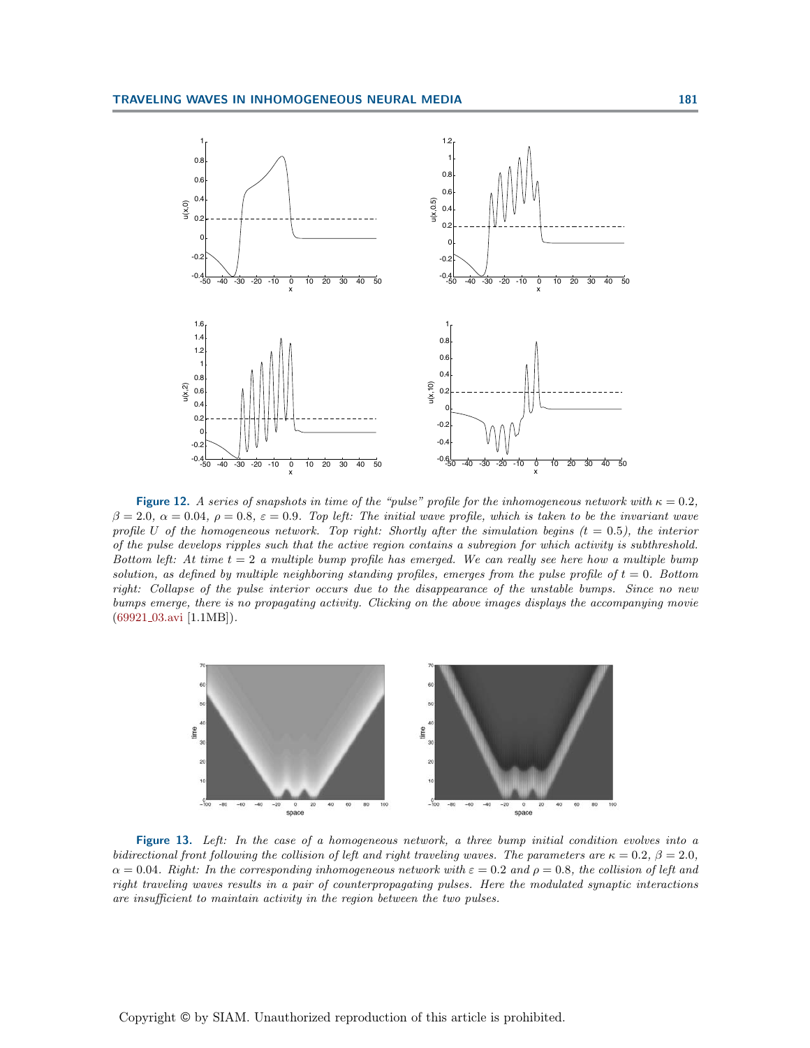u(x,0)
1
0.8
0.6
0.4
0.2
0
-0.2
-0.4
-50 -40 -30 -20 -10 0 10 20 30 40 50
x

u(x,0.5)
1.2
1
0.8
0.6
0.4
0.2
0
-0.2
-0.4
-50 -40 -30 -20 -10 0 10 20 30 40 50
x

u(x,2)
1.6
1.4
1.2
1
0.8
0.6
0.4
0.2
0
-0.2
-0.4
-50 -40 -30 -20 -10 0 10 20 30 40 50
x

u(x,10)
1
0.8
0.6
0.4
0.2
0
-0.2
-0.4
-0.6
-50 -40 -30 -20 -10 0 10 20 30 40 50
x

**Figure 12.** *A series of snapshots in time of the "pulse" profile for the inhomogeneous network with $\kappa = 0.2$, $\beta = 2.0$, $\alpha = 0.04$, $\rho = 0.8$, $\varepsilon = 0.9$. Top left: The initial wave profile, which is taken to be the invariant wave profile $U$ of the homogeneous network. Top right: Shortly after the simulation begins ($t = 0.5$), the interior of the pulse develops ripples such that the active region contains a subregion for which activity is subthreshold. Bottom left: At time $t = 2$ a multiple bump profile has emerged. We can really see here how a multiple bump solution, as defined by multiple neighboring standing profiles, emerges from the pulse profile of $t = 0$. Bottom right: Collapse of the pulse interior occurs due to the disappearance of the unstable bumps. Since no new bumps emerge, there is no propagating activity. Clicking on the above images displays the accompanying movie* (69921_03.avi [1.1MB]).

time
70
60
50
40
30
20
10
0
-100 -80 -60 -40 -20 0 20 40 60 80 100
space

time
70
60
50
40
30
20
10
0
-100 -80 -60 -40 -20 0 20 40 60 80 100
space

**Figure 13.** *Left: In the case of a homogeneous network, a three bump initial condition evolves into a bidirectional front following the collision of left and right traveling waves. The parameters are $\kappa = 0.2$, $\beta = 2.0$, $\alpha = 0.04$. Right: In the corresponding inhomogeneous network with $\varepsilon = 0.2$ and $\rho = 0.8$, the collision of left and right traveling waves results in a pair of counterpropagating pulses. Here the modulated synaptic interactions are insufficient to maintain activity in the region between the two pulses.*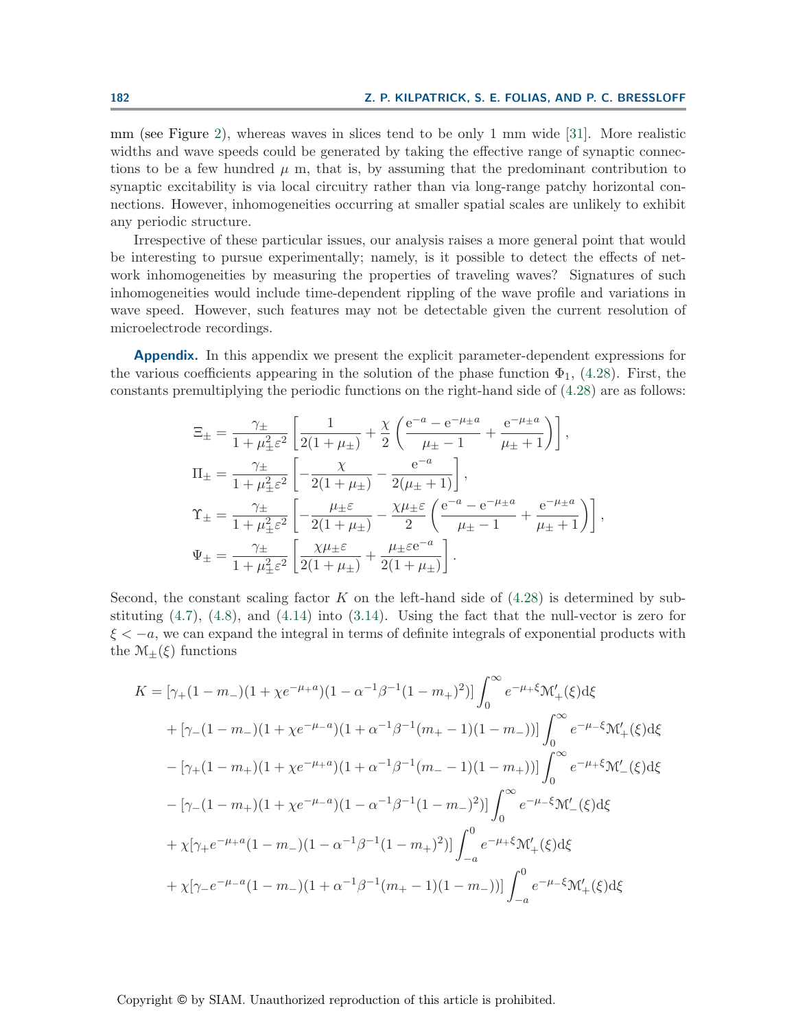mm (see Figure 2), whereas waves in slices tend to be only 1 mm wide [31]. More realistic widths and wave speeds could be generated by taking the effective range of synaptic connections to be a few hundred $\mu$ m, that is, by assuming that the predominant contribution to synaptic excitability is via local circuitry rather than via long-range patchy horizontal connections. However, inhomogeneities occurring at smaller spatial scales are unlikely to exhibit any periodic structure.

Irrespective of these particular issues, our analysis raises a more general point that would be interesting to pursue experimentally; namely, is it possible to detect the effects of network inhomogeneities by measuring the properties of traveling waves? Signatures of such inhomogeneities would include time-dependent rippling of the wave profile and variations in wave speed. However, such features may not be detectable given the current resolution of microelectrode recordings.

**Appendix.** In this appendix we present the explicit parameter-dependent expressions for the various coefficients appearing in the solution of the phase function $\Phi_1$, (4.28). First, the constants premultiplying the periodic functions on the right-hand side of (4.28) are as follows:

$$\Xi_\pm = \frac{\gamma_\pm}{1+\mu_\pm^2\varepsilon^2}\left[\frac{1}{2(1+\mu_\pm)} + \frac{\chi}{2}\left(\frac{\mathrm{e}^{-a}-\mathrm{e}^{-\mu_\pm a}}{\mu_\pm - 1} + \frac{\mathrm{e}^{-\mu_\pm a}}{\mu_\pm + 1}\right)\right],$$

$$\Pi_\pm = \frac{\gamma_\pm}{1+\mu_\pm^2\varepsilon^2}\left[-\frac{\chi}{2(1+\mu_\pm)} - \frac{\mathrm{e}^{-a}}{2(\mu_\pm+1)}\right],$$

$$\Upsilon_\pm = \frac{\gamma_\pm}{1+\mu_\pm^2\varepsilon^2}\left[-\frac{\mu_\pm\varepsilon}{2(1+\mu_\pm)} - \frac{\chi\mu_\pm\varepsilon}{2}\left(\frac{\mathrm{e}^{-a}-\mathrm{e}^{-\mu_\pm a}}{\mu_\pm - 1} + \frac{\mathrm{e}^{-\mu_\pm a}}{\mu_\pm + 1}\right)\right],$$

$$\Psi_\pm = \frac{\gamma_\pm}{1+\mu_\pm^2\varepsilon^2}\left[\frac{\chi\mu_\pm\varepsilon}{2(1+\mu_\pm)} + \frac{\mu_\pm\varepsilon\mathrm{e}^{-a}}{2(1+\mu_\pm)}\right].$$

Second, the constant scaling factor $K$ on the left-hand side of (4.28) is determined by substituting (4.7), (4.8), and (4.14) into (3.14). Using the fact that the null-vector is zero for $\xi < -a$, we can expand the integral in terms of definite integrals of exponential products with the $\mathcal{M}_\pm(\xi)$ functions

$$\begin{aligned}
K = {} & [\gamma_+(1-m_-)(1+\chi e^{-\mu_+ a})(1-\alpha^{-1}\beta^{-1}(1-m_+)^2)]\int_0^\infty e^{-\mu_+\xi}\mathcal{M}_+'(\xi)\mathrm{d}\xi \\
& + [\gamma_-(1-m_-)(1+\chi e^{-\mu_- a})(1+\alpha^{-1}\beta^{-1}(m_+-1)(1-m_-))]\int_0^\infty e^{-\mu_-\xi}\mathcal{M}_+'(\xi)\mathrm{d}\xi \\
& - [\gamma_+(1-m_+)(1+\chi e^{-\mu_+ a})(1+\alpha^{-1}\beta^{-1}(m_--1)(1-m_+))]\int_0^\infty e^{-\mu_+\xi}\mathcal{M}_-'(\xi)\mathrm{d}\xi \\
& - [\gamma_-(1-m_+)(1+\chi e^{-\mu_- a})(1-\alpha^{-1}\beta^{-1}(1-m_-)^2)]\int_0^\infty e^{-\mu_-\xi}\mathcal{M}_-'(\xi)\mathrm{d}\xi \\
& + \chi[\gamma_+ e^{-\mu_+ a}(1-m_-)(1-\alpha^{-1}\beta^{-1}(1-m_+)^2)]\int_{-a}^0 e^{-\mu_+\xi}\mathcal{M}_+'(\xi)\mathrm{d}\xi \\
& + \chi[\gamma_- e^{-\mu_- a}(1-m_-)(1+\alpha^{-1}\beta^{-1}(m_+-1)(1-m_-))]\int_{-a}^0 e^{-\mu_-\xi}\mathcal{M}_+'(\xi)\mathrm{d}\xi
\end{aligned}$$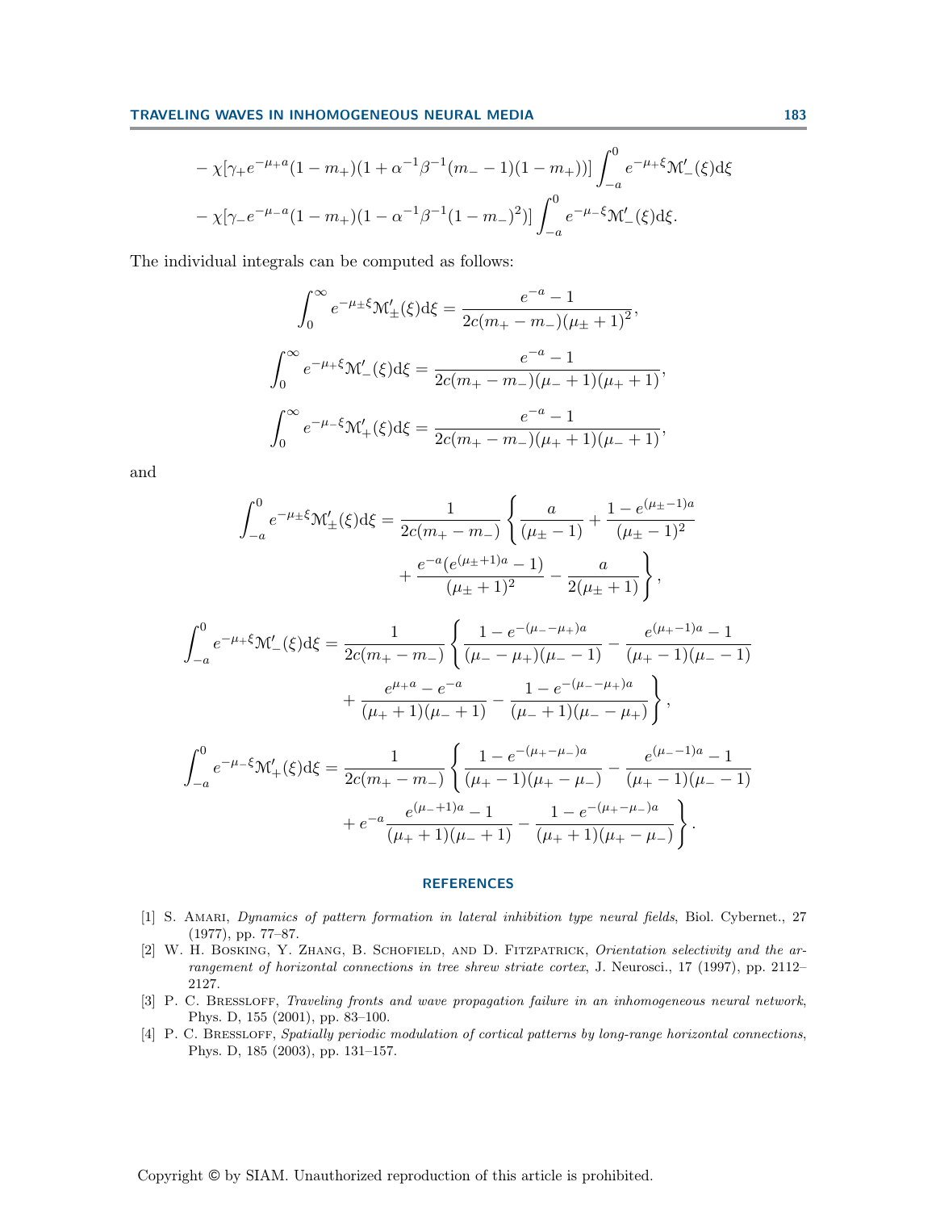$$- \chi[\gamma_+ e^{-\mu_+ a}(1-m_+)(1+\alpha^{-1}\beta^{-1}(m_- - 1)(1-m_+))] \int_{-a}^{0} e^{-\mu_+\xi}\mathcal{M}'_-(\xi)\mathrm{d}\xi$$

$$- \chi[\gamma_- e^{-\mu_- a}(1-m_+)(1-\alpha^{-1}\beta^{-1}(1-m_-)^2)] \int_{-a}^{0} e^{-\mu_-\xi}\mathcal{M}'_-(\xi)\mathrm{d}\xi.$$

The individual integrals can be computed as follows:

$$\int_0^\infty e^{-\mu_\pm \xi}\mathcal{M}'_\pm(\xi)\mathrm{d}\xi = \frac{e^{-a}-1}{2c(m_+-m_-)(\mu_\pm+1)^2},$$

$$\int_0^\infty e^{-\mu_+ \xi}\mathcal{M}'_-(\xi)\mathrm{d}\xi = \frac{e^{-a}-1}{2c(m_+-m_-)(\mu_-+1)(\mu_++1)},$$

$$\int_0^\infty e^{-\mu_- \xi}\mathcal{M}'_+(\xi)\mathrm{d}\xi = \frac{e^{-a}-1}{2c(m_+-m_-)(\mu_++1)(\mu_-+1)},$$

and

$$\int_{-a}^0 e^{-\mu_\pm \xi}\mathcal{M}'_\pm(\xi)\mathrm{d}\xi = \frac{1}{2c(m_+-m_-)}\left\{\frac{a}{(\mu_\pm-1)} + \frac{1-e^{(\mu_\pm-1)a}}{(\mu_\pm-1)^2} + \frac{e^{-a}(e^{(\mu_\pm+1)a}-1)}{(\mu_\pm+1)^2} - \frac{a}{2(\mu_\pm+1)}\right\},$$

$$\int_{-a}^0 e^{-\mu_+ \xi}\mathcal{M}'_-(\xi)\mathrm{d}\xi = \frac{1}{2c(m_+-m_-)}\left\{\frac{1-e^{-(\mu_--\mu_+)a}}{(\mu_--\mu_+)(\mu_--1)} - \frac{e^{(\mu_+-1)a}-1}{(\mu_+-1)(\mu_--1)} + \frac{e^{\mu_+a}-e^{-a}}{(\mu_++1)(\mu_-+1)} - \frac{1-e^{-(\mu_--\mu_+)a}}{(\mu_-+1)(\mu_--\mu_+)}\right\},$$

$$\int_{-a}^0 e^{-\mu_- \xi}\mathcal{M}'_+(\xi)\mathrm{d}\xi = \frac{1}{2c(m_+-m_-)}\left\{\frac{1-e^{-(\mu_+-\mu_-)a}}{(\mu_+-1)(\mu_+-\mu_-)} - \frac{e^{(\mu_--1)a}-1}{(\mu_+-1)(\mu_--1)} + e^{-a}\frac{e^{(\mu_-+1)a}-1}{(\mu_++1)(\mu_-+1)} - \frac{1-e^{-(\mu_+-\mu_-)a}}{(\mu_++1)(\mu_+-\mu_-)}\right\}.$$

## REFERENCES

[1] S. Amari, *Dynamics of pattern formation in lateral inhibition type neural fields*, Biol. Cybernet., 27 (1977), pp. 77–87.

[2] W. H. Bosking, Y. Zhang, B. Schofield, and D. Fitzpatrick, *Orientation selectivity and the arrangement of horizontal connections in tree shrew striate cortex*, J. Neurosci., 17 (1997), pp. 2112–2127.

[3] P. C. Bressloff, *Traveling fronts and wave propagation failure in an inhomogeneous neural network*, Phys. D, 155 (2001), pp. 83–100.

[4] P. C. Bressloff, *Spatially periodic modulation of cortical patterns by long-range horizontal connections*, Phys. D, 185 (2003), pp. 131–157.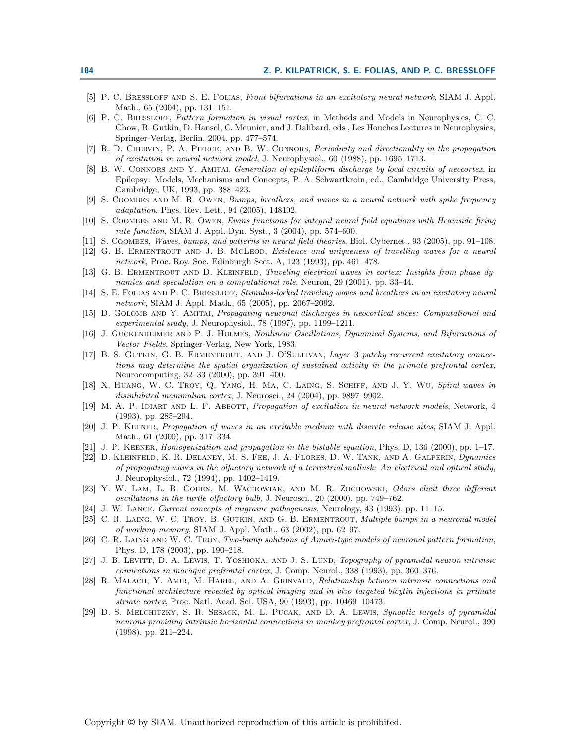[5] P. C. Bressloff and S. E. Folias, *Front bifurcations in an excitatory neural network*, SIAM J. Appl. Math., 65 (2004), pp. 131–151.

[6] P. C. Bressloff, *Pattern formation in visual cortex*, in Methods and Models in Neurophysics, C. C. Chow, B. Gutkin, D. Hansel, C. Meunier, and J. Dalibard, eds., Les Houches Lectures in Neurophysics, Springer-Verlag, Berlin, 2004, pp. 477–574.

[7] R. D. Chervin, P. A. Pierce, and B. W. Connors, *Periodicity and directionality in the propagation of excitation in neural network model*, J. Neurophysiol., 60 (1988), pp. 1695–1713.

[8] B. W. Connors and Y. Amitai, *Generation of epileptiform discharge by local circuits of neocortex*, in Epilepsy: Models, Mechanisms and Concepts, P. A. Schwartkroin, ed., Cambridge University Press, Cambridge, UK, 1993, pp. 388–423.

[9] S. Coombes and M. R. Owen, *Bumps, breathers, and waves in a neural network with spike frequency adaptation*, Phys. Rev. Lett., 94 (2005), 148102.

[10] S. Coombes and M. R. Owen, *Evans functions for integral neural field equations with Heaviside firing rate function*, SIAM J. Appl. Dyn. Syst., 3 (2004), pp. 574–600.

[11] S. Coombes, *Waves, bumps, and patterns in neural field theories*, Biol. Cybernet., 93 (2005), pp. 91–108.

[12] G. B. Ermentrout and J. B. McLeod, *Existence and uniqueness of travelling waves for a neural network*, Proc. Roy. Soc. Edinburgh Sect. A, 123 (1993), pp. 461–478.

[13] G. B. Ermentrout and D. Kleinfeld, *Traveling electrical waves in cortex: Insights from phase dynamics and speculation on a computational role*, Neuron, 29 (2001), pp. 33–44.

[14] S. E. Folias and P. C. Bressloff, *Stimulus-locked traveling waves and breathers in an excitatory neural network*, SIAM J. Appl. Math., 65 (2005), pp. 2067–2092.

[15] D. Golomb and Y. Amitai, *Propagating neuronal discharges in neocortical slices: Computational and experimental study*, J. Neurophysiol., 78 (1997), pp. 1199–1211.

[16] J. Guckenheimer and P. J. Holmes, *Nonlinear Oscillations, Dynamical Systems, and Bifurcations of Vector Fields*, Springer-Verlag, New York, 1983.

[17] B. S. Gutkin, G. B. Ermentrout, and J. O'Sullivan, *Layer 3 patchy recurrent excitatory connections may determine the spatial organization of sustained activity in the primate prefrontal cortex*, Neurocomputing, 32–33 (2000), pp. 391–400.

[18] X. Huang, W. C. Troy, Q. Yang, H. Ma, C. Laing, S. Schiff, and J. Y. Wu, *Spiral waves in disinhibited mammalian cortex*, J. Neurosci., 24 (2004), pp. 9897–9902.

[19] M. A. P. Idiart and L. F. Abbott, *Propagation of excitation in neural network models*, Network, 4 (1993), pp. 285–294.

[20] J. P. Keener, *Propagation of waves in an excitable medium with discrete release sites*, SIAM J. Appl. Math., 61 (2000), pp. 317–334.

[21] J. P. Keener, *Homogenization and propagation in the bistable equation*, Phys. D, 136 (2000), pp. 1–17.

[22] D. Kleinfeld, K. R. Delaney, M. S. Fee, J. A. Flores, D. W. Tank, and A. Galperin, *Dynamics of propagating waves in the olfactory network of a terrestrial mollusk: An electrical and optical study*, J. Neurophysiol., 72 (1994), pp. 1402–1419.

[23] Y. W. Lam, L. B. Cohen, M. Wachowiak, and M. R. Zochowski, *Odors elicit three different oscillations in the turtle olfactory bulb*, J. Neurosci., 20 (2000), pp. 749–762.

[24] J. W. Lance, *Current concepts of migraine pathogenesis*, Neurology, 43 (1993), pp. 11–15.

[25] C. R. Laing, W. C. Troy, B. Gutkin, and G. B. Ermentrout, *Multiple bumps in a neuronal model of working memory*, SIAM J. Appl. Math., 63 (2002), pp. 62–97.

[26] C. R. Laing and W. C. Troy, *Two-bump solutions of Amari-type models of neuronal pattern formation*, Phys. D, 178 (2003), pp. 190–218.

[27] J. B. Levitt, D. A. Lewis, T. Yoshioka, and J. S. Lund, *Topography of pyramidal neuron intrinsic connections in macaque prefrontal cortex*, J. Comp. Neurol., 338 (1993), pp. 360–376.

[28] R. Malach, Y. Amir, M. Harel, and A. Grinvald, *Relationship between intrinsic connections and functional architecture revealed by optical imaging and in vivo targeted bicytin injections in primate striate cortex*, Proc. Natl. Acad. Sci. USA, 90 (1993), pp. 10469–10473.

[29] D. S. Melchitzky, S. R. Sesack, M. L. Pucak, and D. A. Lewis, *Synaptic targets of pyramidal neurons providing intrinsic horizontal connections in monkey prefrontal cortex*, J. Comp. Neurol., 390 (1998), pp. 211–224.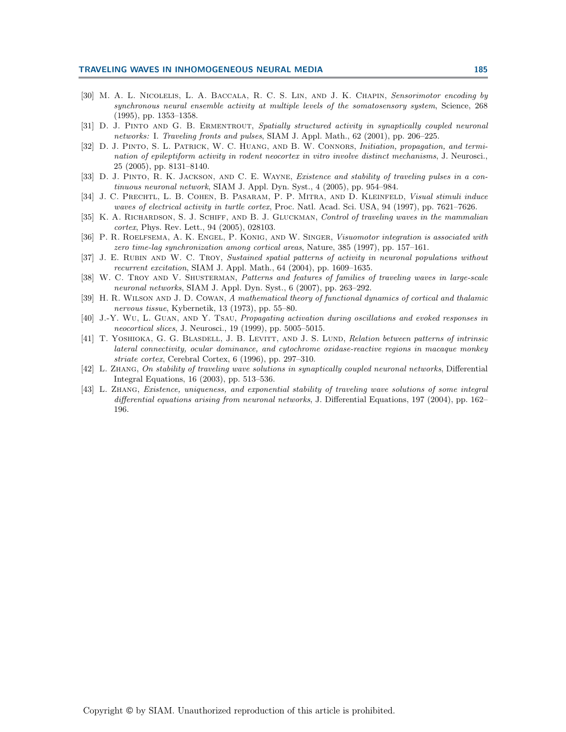[30] M. A. L. Nicolelis, L. A. Baccala, R. C. S. Lin, and J. K. Chapin, *Sensorimotor encoding by synchronous neural ensemble activity at multiple levels of the somatosensory system*, Science, 268 (1995), pp. 1353–1358.

[31] D. J. Pinto and G. B. Ermentrout, *Spatially structured activity in synaptically coupled neuronal networks:* I. *Traveling fronts and pulses*, SIAM J. Appl. Math., 62 (2001), pp. 206–225.

[32] D. J. Pinto, S. L. Patrick, W. C. Huang, and B. W. Connors, *Initiation, propagation, and termination of epileptiform activity in rodent neocortex in vitro involve distinct mechanisms*, J. Neurosci., 25 (2005), pp. 8131–8140.

[33] D. J. Pinto, R. K. Jackson, and C. E. Wayne, *Existence and stability of traveling pulses in a continuous neuronal network*, SIAM J. Appl. Dyn. Syst., 4 (2005), pp. 954–984.

[34] J. C. Prechtl, L. B. Cohen, B. Pasaram, P. P. Mitra, and D. Kleinfeld, *Visual stimuli induce waves of electrical activity in turtle cortex*, Proc. Natl. Acad. Sci. USA, 94 (1997), pp. 7621–7626.

[35] K. A. Richardson, S. J. Schiff, and B. J. Gluckman, *Control of traveling waves in the mammalian cortex*, Phys. Rev. Lett., 94 (2005), 028103.

[36] P. R. Roelfsema, A. K. Engel, P. Konig, and W. Singer, *Visuomotor integration is associated with zero time-lag synchronization among cortical areas*, Nature, 385 (1997), pp. 157–161.

[37] J. E. Rubin and W. C. Troy, *Sustained spatial patterns of activity in neuronal populations without recurrent excitation*, SIAM J. Appl. Math., 64 (2004), pp. 1609–1635.

[38] W. C. Troy and V. Shusterman, *Patterns and features of families of traveling waves in large-scale neuronal networks*, SIAM J. Appl. Dyn. Syst., 6 (2007), pp. 263–292.

[39] H. R. Wilson and J. D. Cowan, *A mathematical theory of functional dynamics of cortical and thalamic nervous tissue*, Kybernetik, 13 (1973), pp. 55–80.

[40] J.-Y. Wu, L. Guan, and Y. Tsau, *Propagating activation during oscillations and evoked responses in neocortical slices*, J. Neurosci., 19 (1999), pp. 5005–5015.

[41] T. Yoshioka, G. G. Blasdell, J. B. Levitt, and J. S. Lund, *Relation between patterns of intrinsic lateral connectivity, ocular dominance, and cytochrome oxidase-reactive regions in macaque monkey striate cortex*, Cerebral Cortex, 6 (1996), pp. 297–310.

[42] L. Zhang, *On stability of traveling wave solutions in synaptically coupled neuronal networks*, Differential Integral Equations, 16 (2003), pp. 513–536.

[43] L. Zhang, *Existence, uniqueness, and exponential stability of traveling wave solutions of some integral differential equations arising from neuronal networks*, J. Differential Equations, 197 (2004), pp. 162–196.